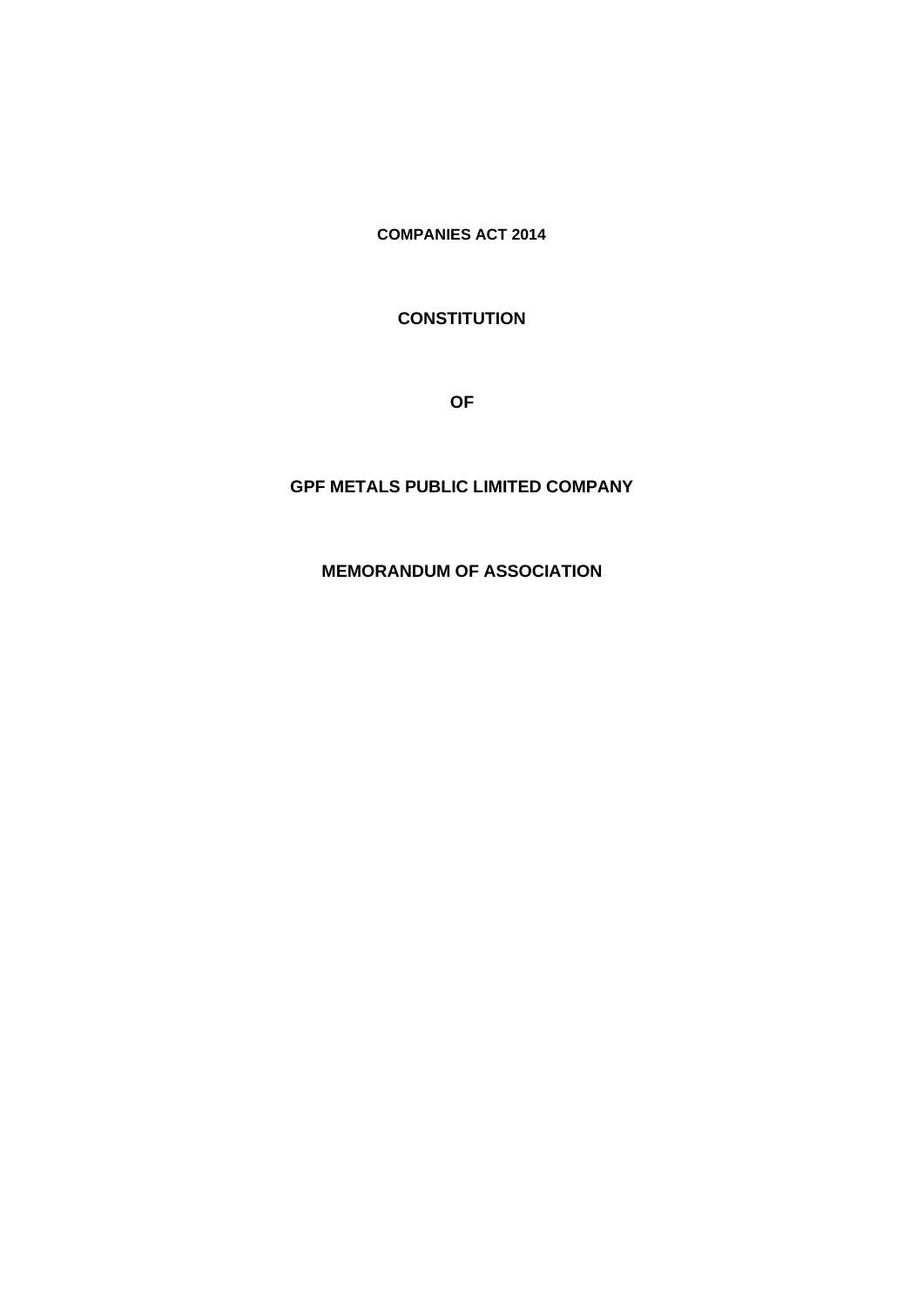**COMPANIES ACT 2014**

# CONSTITUTION

**OF**

# GPF METALS PUBLIC LIMITED COMPANY

## MEMORANDUM OF ASSOCIATION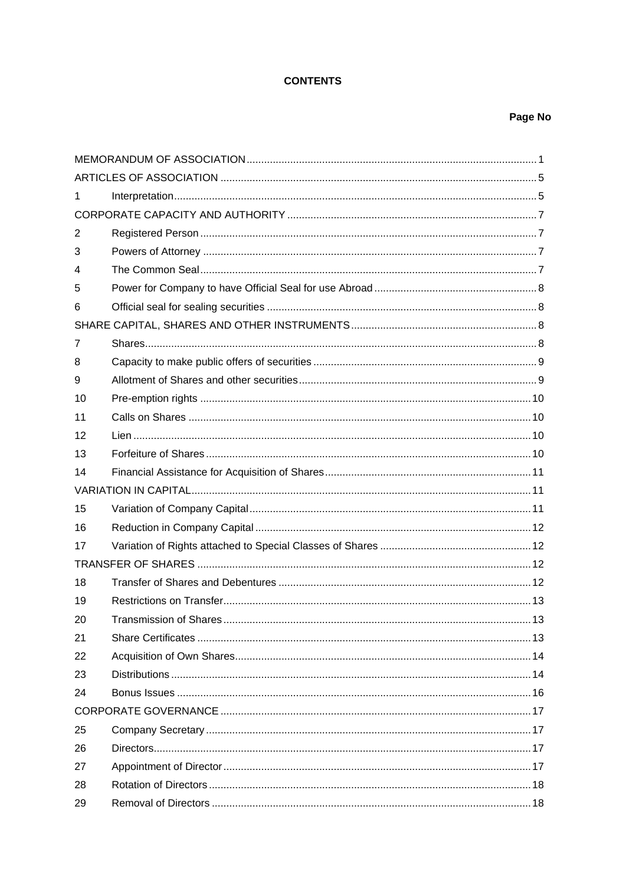# CONTENTS

| | | Page No |
|---|---|---|
| MEMORANDUM OF ASSOCIATION | | 1 |
| ARTICLES OF ASSOCIATION | | 5 |
| 1 | Interpretation | 5 |
| CORPORATE CAPACITY AND AUTHORITY | | 7 |
| 2 | Registered Person | 7 |
| 3 | Powers of Attorney | 7 |
| 4 | The Common Seal | 7 |
| 5 | Power for Company to have Official Seal for use Abroad | 8 |
| 6 | Official seal for sealing securities | 8 |
| SHARE CAPITAL, SHARES AND OTHER INSTRUMENTS | | 8 |
| 7 | Shares | 8 |
| 8 | Capacity to make public offers of securities | 9 |
| 9 | Allotment of Shares and other securities | 9 |
| 10 | Pre-emption rights | 10 |
| 11 | Calls on Shares | 10 |
| 12 | Lien | 10 |
| 13 | Forfeiture of Shares | 10 |
| 14 | Financial Assistance for Acquisition of Shares | 11 |
| VARIATION IN CAPITAL | | 11 |
| 15 | Variation of Company Capital | 11 |
| 16 | Reduction in Company Capital | 12 |
| 17 | Variation of Rights attached to Special Classes of Shares | 12 |
| TRANSFER OF SHARES | | 12 |
| 18 | Transfer of Shares and Debentures | 12 |
| 19 | Restrictions on Transfer | 13 |
| 20 | Transmission of Shares | 13 |
| 21 | Share Certificates | 13 |
| 22 | Acquisition of Own Shares | 14 |
| 23 | Distributions | 14 |
| 24 | Bonus Issues | 16 |
| CORPORATE GOVERNANCE | | 17 |
| 25 | Company Secretary | 17 |
| 26 | Directors | 17 |
| 27 | Appointment of Director | 17 |
| 28 | Rotation of Directors | 18 |
| 29 | Removal of Directors | 18 |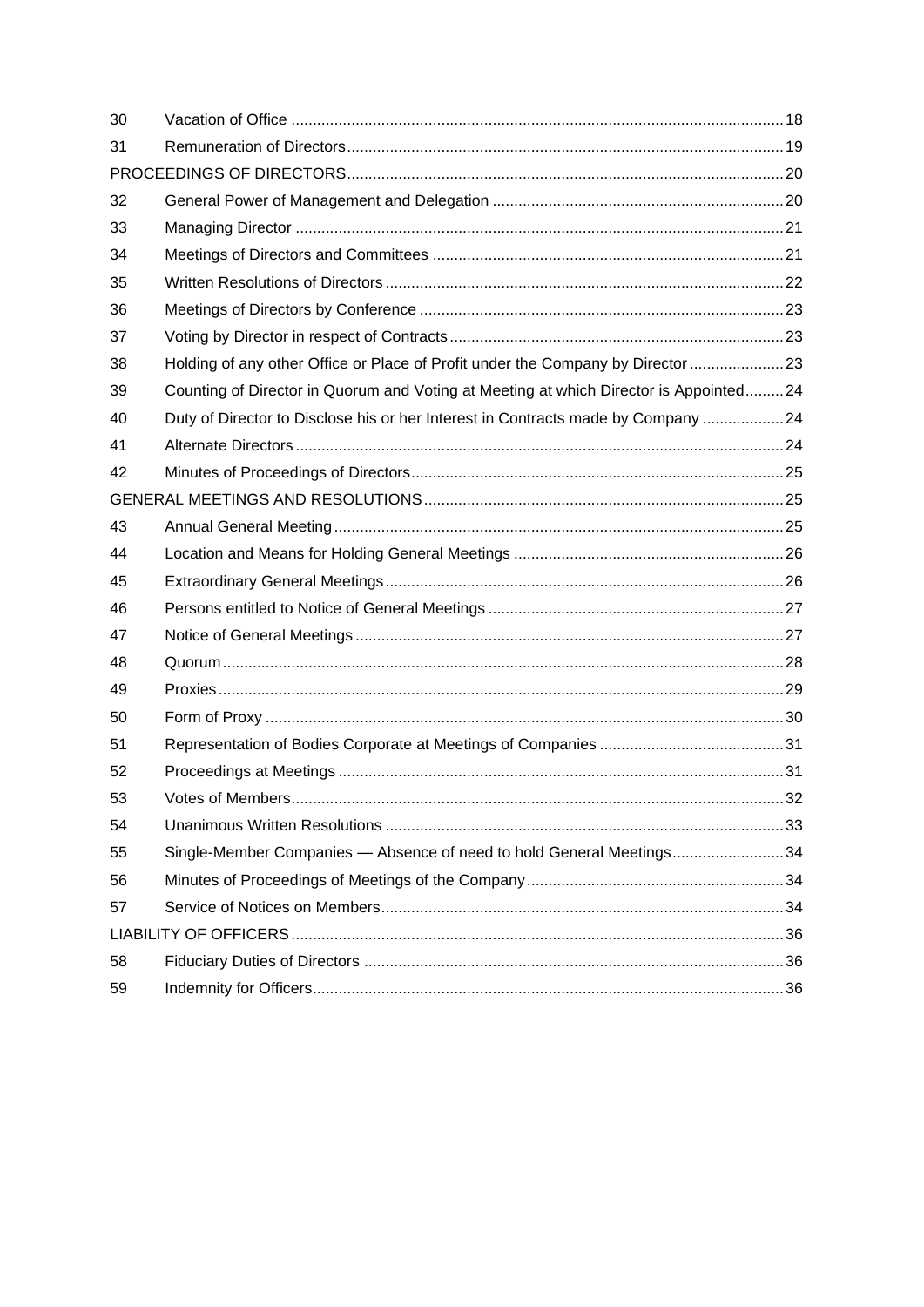| | | |
|---|---|---|
| 30 | Vacation of Office | 18 |
| 31 | Remuneration of Directors | 19 |
| PROCEEDINGS OF DIRECTORS | | 20 |
| 32 | General Power of Management and Delegation | 20 |
| 33 | Managing Director | 21 |
| 34 | Meetings of Directors and Committees | 21 |
| 35 | Written Resolutions of Directors | 22 |
| 36 | Meetings of Directors by Conference | 23 |
| 37 | Voting by Director in respect of Contracts | 23 |
| 38 | Holding of any other Office or Place of Profit under the Company by Director | 23 |
| 39 | Counting of Director in Quorum and Voting at Meeting at which Director is Appointed | 24 |
| 40 | Duty of Director to Disclose his or her Interest in Contracts made by Company | 24 |
| 41 | Alternate Directors | 24 |
| 42 | Minutes of Proceedings of Directors | 25 |
| GENERAL MEETINGS AND RESOLUTIONS | | 25 |
| 43 | Annual General Meeting | 25 |
| 44 | Location and Means for Holding General Meetings | 26 |
| 45 | Extraordinary General Meetings | 26 |
| 46 | Persons entitled to Notice of General Meetings | 27 |
| 47 | Notice of General Meetings | 27 |
| 48 | Quorum | 28 |
| 49 | Proxies | 29 |
| 50 | Form of Proxy | 30 |
| 51 | Representation of Bodies Corporate at Meetings of Companies | 31 |
| 52 | Proceedings at Meetings | 31 |
| 53 | Votes of Members | 32 |
| 54 | Unanimous Written Resolutions | 33 |
| 55 | Single-Member Companies — Absence of need to hold General Meetings | 34 |
| 56 | Minutes of Proceedings of Meetings of the Company | 34 |
| 57 | Service of Notices on Members | 34 |
| LIABILITY OF OFFICERS | | 36 |
| 58 | Fiduciary Duties of Directors | 36 |
| 59 | Indemnity for Officers | 36 |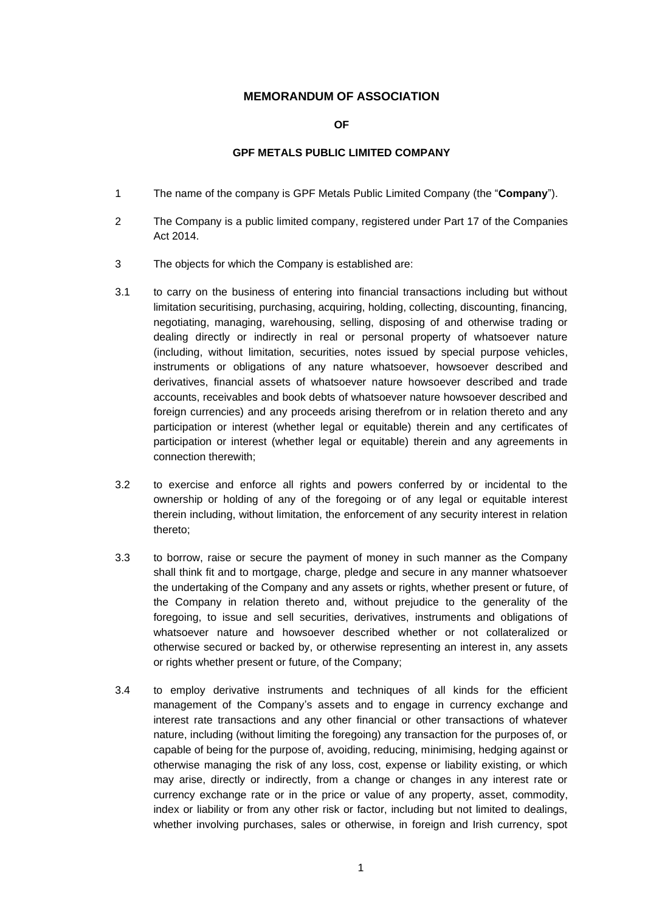## MEMORANDUM OF ASSOCIATION

**OF**

**GPF METALS PUBLIC LIMITED COMPANY**

1 The name of the company is GPF Metals Public Limited Company (the "**Company**").

2 The Company is a public limited company, registered under Part 17 of the Companies Act 2014.

3 The objects for which the Company is established are:

3.1 to carry on the business of entering into financial transactions including but without limitation securitising, purchasing, acquiring, holding, collecting, discounting, financing, negotiating, managing, warehousing, selling, disposing of and otherwise trading or dealing directly or indirectly in real or personal property of whatsoever nature (including, without limitation, securities, notes issued by special purpose vehicles, instruments or obligations of any nature whatsoever, howsoever described and derivatives, financial assets of whatsoever nature howsoever described and trade accounts, receivables and book debts of whatsoever nature howsoever described and foreign currencies) and any proceeds arising therefrom or in relation thereto and any participation or interest (whether legal or equitable) therein and any certificates of participation or interest (whether legal or equitable) therein and any agreements in connection therewith;

3.2 to exercise and enforce all rights and powers conferred by or incidental to the ownership or holding of any of the foregoing or of any legal or equitable interest therein including, without limitation, the enforcement of any security interest in relation thereto;

3.3 to borrow, raise or secure the payment of money in such manner as the Company shall think fit and to mortgage, charge, pledge and secure in any manner whatsoever the undertaking of the Company and any assets or rights, whether present or future, of the Company in relation thereto and, without prejudice to the generality of the foregoing, to issue and sell securities, derivatives, instruments and obligations of whatsoever nature and howsoever described whether or not collateralized or otherwise secured or backed by, or otherwise representing an interest in, any assets or rights whether present or future, of the Company;

3.4 to employ derivative instruments and techniques of all kinds for the efficient management of the Company's assets and to engage in currency exchange and interest rate transactions and any other financial or other transactions of whatever nature, including (without limiting the foregoing) any transaction for the purposes of, or capable of being for the purpose of, avoiding, reducing, minimising, hedging against or otherwise managing the risk of any loss, cost, expense or liability existing, or which may arise, directly or indirectly, from a change or changes in any interest rate or currency exchange rate or in the price or value of any property, asset, commodity, index or liability or from any other risk or factor, including but not limited to dealings, whether involving purchases, sales or otherwise, in foreign and Irish currency, spot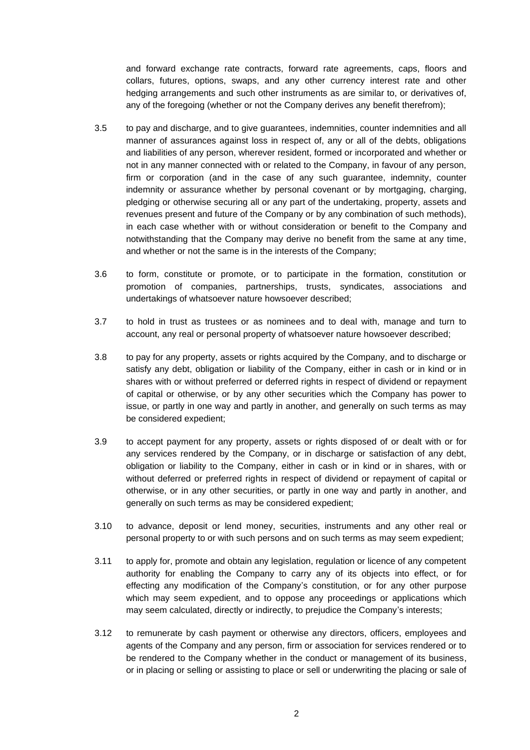and forward exchange rate contracts, forward rate agreements, caps, floors and collars, futures, options, swaps, and any other currency interest rate and other hedging arrangements and such other instruments as are similar to, or derivatives of, any of the foregoing (whether or not the Company derives any benefit therefrom);

3.5 to pay and discharge, and to give guarantees, indemnities, counter indemnities and all manner of assurances against loss in respect of, any or all of the debts, obligations and liabilities of any person, wherever resident, formed or incorporated and whether or not in any manner connected with or related to the Company, in favour of any person, firm or corporation (and in the case of any such guarantee, indemnity, counter indemnity or assurance whether by personal covenant or by mortgaging, charging, pledging or otherwise securing all or any part of the undertaking, property, assets and revenues present and future of the Company or by any combination of such methods), in each case whether with or without consideration or benefit to the Company and notwithstanding that the Company may derive no benefit from the same at any time, and whether or not the same is in the interests of the Company;

3.6 to form, constitute or promote, or to participate in the formation, constitution or promotion of companies, partnerships, trusts, syndicates, associations and undertakings of whatsoever nature howsoever described;

3.7 to hold in trust as trustees or as nominees and to deal with, manage and turn to account, any real or personal property of whatsoever nature howsoever described;

3.8 to pay for any property, assets or rights acquired by the Company, and to discharge or satisfy any debt, obligation or liability of the Company, either in cash or in kind or in shares with or without preferred or deferred rights in respect of dividend or repayment of capital or otherwise, or by any other securities which the Company has power to issue, or partly in one way and partly in another, and generally on such terms as may be considered expedient;

3.9 to accept payment for any property, assets or rights disposed of or dealt with or for any services rendered by the Company, or in discharge or satisfaction of any debt, obligation or liability to the Company, either in cash or in kind or in shares, with or without deferred or preferred rights in respect of dividend or repayment of capital or otherwise, or in any other securities, or partly in one way and partly in another, and generally on such terms as may be considered expedient;

3.10 to advance, deposit or lend money, securities, instruments and any other real or personal property to or with such persons and on such terms as may seem expedient;

3.11 to apply for, promote and obtain any legislation, regulation or licence of any competent authority for enabling the Company to carry any of its objects into effect, or for effecting any modification of the Company's constitution, or for any other purpose which may seem expedient, and to oppose any proceedings or applications which may seem calculated, directly or indirectly, to prejudice the Company's interests;

3.12 to remunerate by cash payment or otherwise any directors, officers, employees and agents of the Company and any person, firm or association for services rendered or to be rendered to the Company whether in the conduct or management of its business, or in placing or selling or assisting to place or sell or underwriting the placing or sale of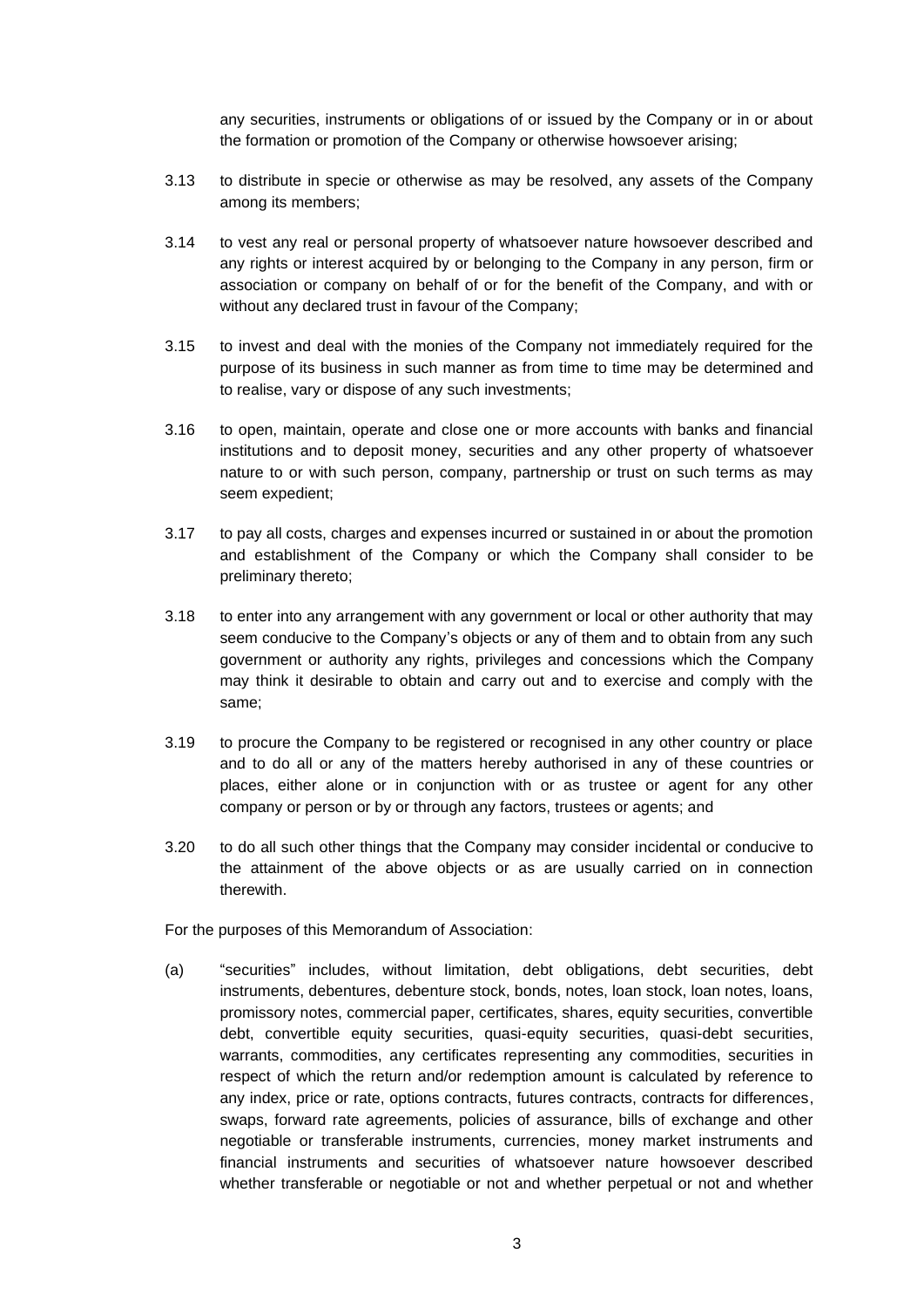any securities, instruments or obligations of or issued by the Company or in or about the formation or promotion of the Company or otherwise howsoever arising;

3.13 to distribute in specie or otherwise as may be resolved, any assets of the Company among its members;

3.14 to vest any real or personal property of whatsoever nature howsoever described and any rights or interest acquired by or belonging to the Company in any person, firm or association or company on behalf of or for the benefit of the Company, and with or without any declared trust in favour of the Company;

3.15 to invest and deal with the monies of the Company not immediately required for the purpose of its business in such manner as from time to time may be determined and to realise, vary or dispose of any such investments;

3.16 to open, maintain, operate and close one or more accounts with banks and financial institutions and to deposit money, securities and any other property of whatsoever nature to or with such person, company, partnership or trust on such terms as may seem expedient;

3.17 to pay all costs, charges and expenses incurred or sustained in or about the promotion and establishment of the Company or which the Company shall consider to be preliminary thereto;

3.18 to enter into any arrangement with any government or local or other authority that may seem conducive to the Company's objects or any of them and to obtain from any such government or authority any rights, privileges and concessions which the Company may think it desirable to obtain and carry out and to exercise and comply with the same;

3.19 to procure the Company to be registered or recognised in any other country or place and to do all or any of the matters hereby authorised in any of these countries or places, either alone or in conjunction with or as trustee or agent for any other company or person or by or through any factors, trustees or agents; and

3.20 to do all such other things that the Company may consider incidental or conducive to the attainment of the above objects or as are usually carried on in connection therewith.

For the purposes of this Memorandum of Association:

(a) "securities" includes, without limitation, debt obligations, debt securities, debt instruments, debentures, debenture stock, bonds, notes, loan stock, loan notes, loans, promissory notes, commercial paper, certificates, shares, equity securities, convertible debt, convertible equity securities, quasi-equity securities, quasi-debt securities, warrants, commodities, any certificates representing any commodities, securities in respect of which the return and/or redemption amount is calculated by reference to any index, price or rate, options contracts, futures contracts, contracts for differences, swaps, forward rate agreements, policies of assurance, bills of exchange and other negotiable or transferable instruments, currencies, money market instruments and financial instruments and securities of whatsoever nature howsoever described whether transferable or negotiable or not and whether perpetual or not and whether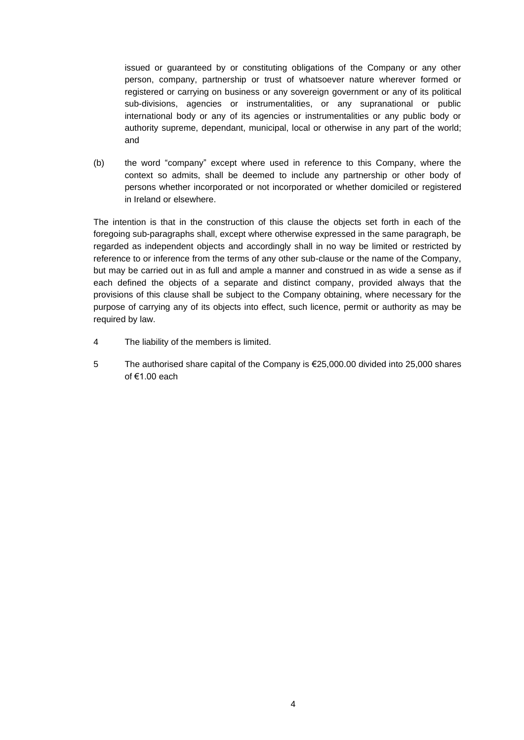issued or guaranteed by or constituting obligations of the Company or any other person, company, partnership or trust of whatsoever nature wherever formed or registered or carrying on business or any sovereign government or any of its political sub-divisions, agencies or instrumentalities, or any supranational or public international body or any of its agencies or instrumentalities or any public body or authority supreme, dependant, municipal, local or otherwise in any part of the world; and

(b) the word "company" except where used in reference to this Company, where the context so admits, shall be deemed to include any partnership or other body of persons whether incorporated or not incorporated or whether domiciled or registered in Ireland or elsewhere.

The intention is that in the construction of this clause the objects set forth in each of the foregoing sub-paragraphs shall, except where otherwise expressed in the same paragraph, be regarded as independent objects and accordingly shall in no way be limited or restricted by reference to or inference from the terms of any other sub-clause or the name of the Company, but may be carried out in as full and ample a manner and construed in as wide a sense as if each defined the objects of a separate and distinct company, provided always that the provisions of this clause shall be subject to the Company obtaining, where necessary for the purpose of carrying any of its objects into effect, such licence, permit or authority as may be required by law.

4 The liability of the members is limited.

5 The authorised share capital of the Company is €25,000.00 divided into 25,000 shares of €1.00 each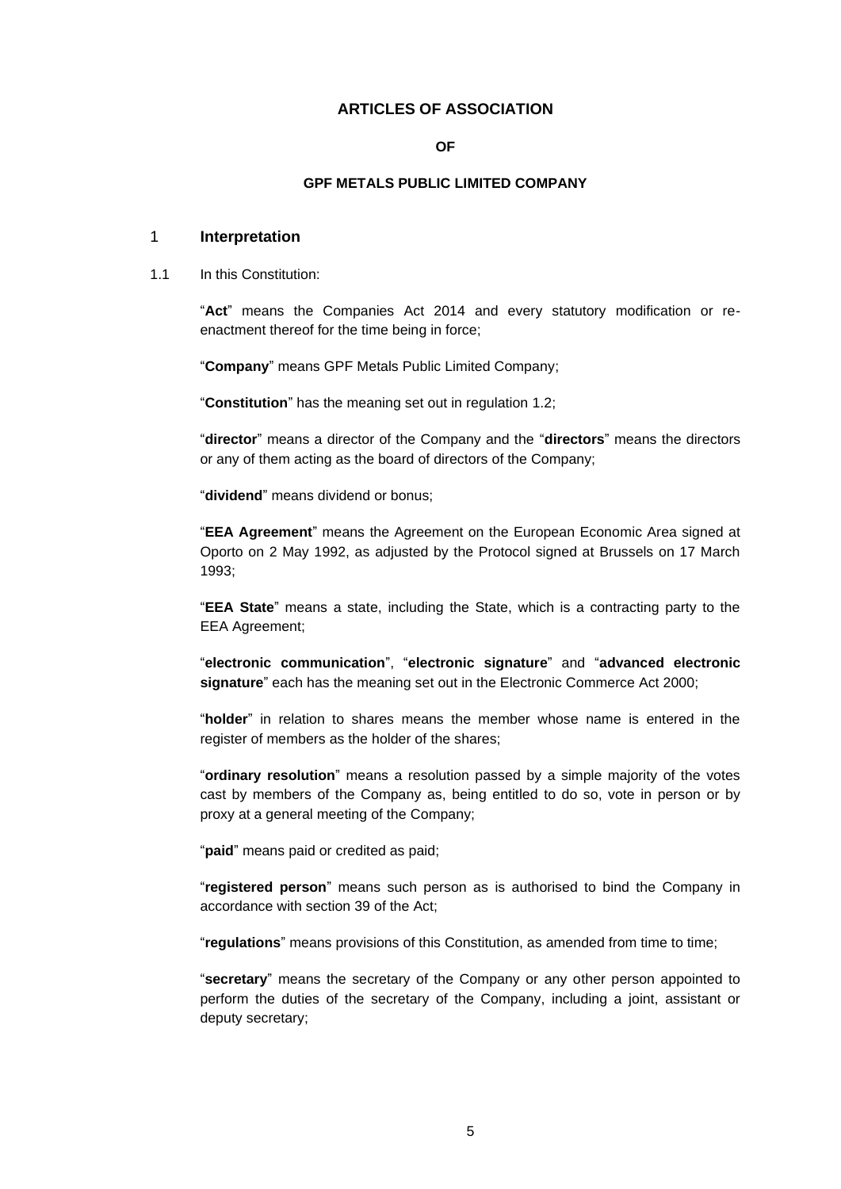# ARTICLES OF ASSOCIATION

**OF**

**GPF METALS PUBLIC LIMITED COMPANY**

## 1 Interpretation

1.1 In this Constitution:

"**Act**" means the Companies Act 2014 and every statutory modification or re-enactment thereof for the time being in force;

"**Company**" means GPF Metals Public Limited Company;

"**Constitution**" has the meaning set out in regulation 1.2;

"**director**" means a director of the Company and the "**directors**" means the directors or any of them acting as the board of directors of the Company;

"**dividend**" means dividend or bonus;

"**EEA Agreement**" means the Agreement on the European Economic Area signed at Oporto on 2 May 1992, as adjusted by the Protocol signed at Brussels on 17 March 1993;

"**EEA State**" means a state, including the State, which is a contracting party to the EEA Agreement;

"**electronic communication**", "**electronic signature**" and "**advanced electronic signature**" each has the meaning set out in the Electronic Commerce Act 2000;

"**holder**" in relation to shares means the member whose name is entered in the register of members as the holder of the shares;

"**ordinary resolution**" means a resolution passed by a simple majority of the votes cast by members of the Company as, being entitled to do so, vote in person or by proxy at a general meeting of the Company;

"**paid**" means paid or credited as paid;

"**registered person**" means such person as is authorised to bind the Company in accordance with section 39 of the Act;

"**regulations**" means provisions of this Constitution, as amended from time to time;

"**secretary**" means the secretary of the Company or any other person appointed to perform the duties of the secretary of the Company, including a joint, assistant or deputy secretary;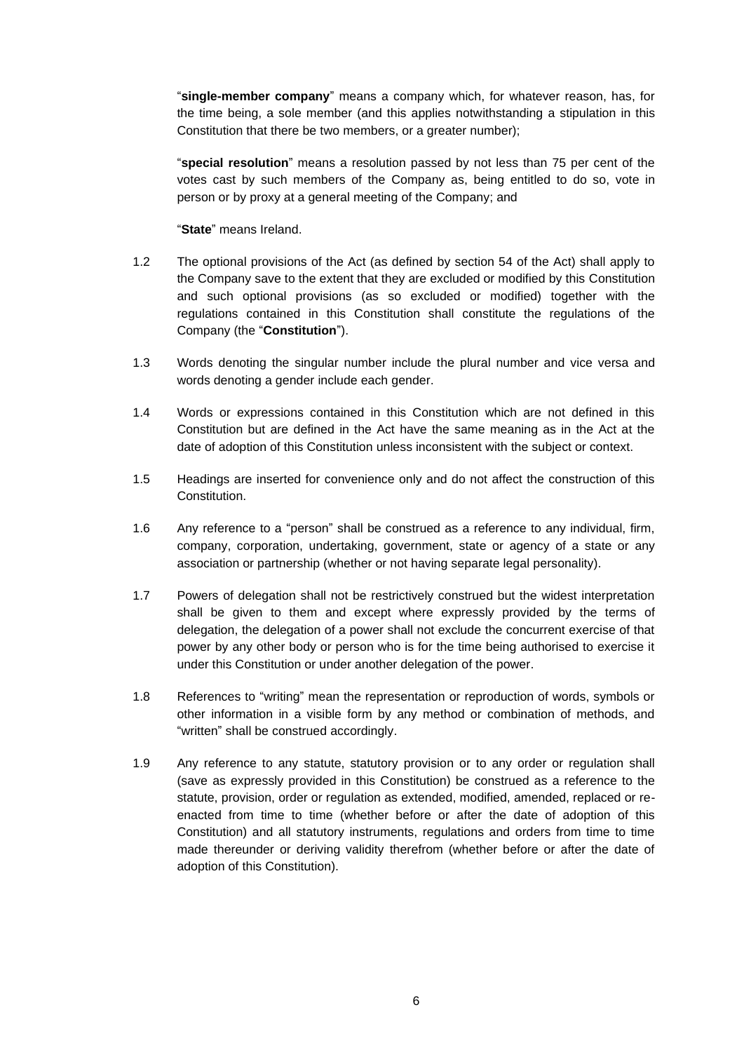"**single-member company**" means a company which, for whatever reason, has, for the time being, a sole member (and this applies notwithstanding a stipulation in this Constitution that there be two members, or a greater number);

"**special resolution**" means a resolution passed by not less than 75 per cent of the votes cast by such members of the Company as, being entitled to do so, vote in person or by proxy at a general meeting of the Company; and

"**State**" means Ireland.

1.2 The optional provisions of the Act (as defined by section 54 of the Act) shall apply to the Company save to the extent that they are excluded or modified by this Constitution and such optional provisions (as so excluded or modified) together with the regulations contained in this Constitution shall constitute the regulations of the Company (the "**Constitution**").

1.3 Words denoting the singular number include the plural number and vice versa and words denoting a gender include each gender.

1.4 Words or expressions contained in this Constitution which are not defined in this Constitution but are defined in the Act have the same meaning as in the Act at the date of adoption of this Constitution unless inconsistent with the subject or context.

1.5 Headings are inserted for convenience only and do not affect the construction of this Constitution.

1.6 Any reference to a "person" shall be construed as a reference to any individual, firm, company, corporation, undertaking, government, state or agency of a state or any association or partnership (whether or not having separate legal personality).

1.7 Powers of delegation shall not be restrictively construed but the widest interpretation shall be given to them and except where expressly provided by the terms of delegation, the delegation of a power shall not exclude the concurrent exercise of that power by any other body or person who is for the time being authorised to exercise it under this Constitution or under another delegation of the power.

1.8 References to "writing" mean the representation or reproduction of words, symbols or other information in a visible form by any method or combination of methods, and "written" shall be construed accordingly.

1.9 Any reference to any statute, statutory provision or to any order or regulation shall (save as expressly provided in this Constitution) be construed as a reference to the statute, provision, order or regulation as extended, modified, amended, replaced or re-enacted from time to time (whether before or after the date of adoption of this Constitution) and all statutory instruments, regulations and orders from time to time made thereunder or deriving validity therefrom (whether before or after the date of adoption of this Constitution).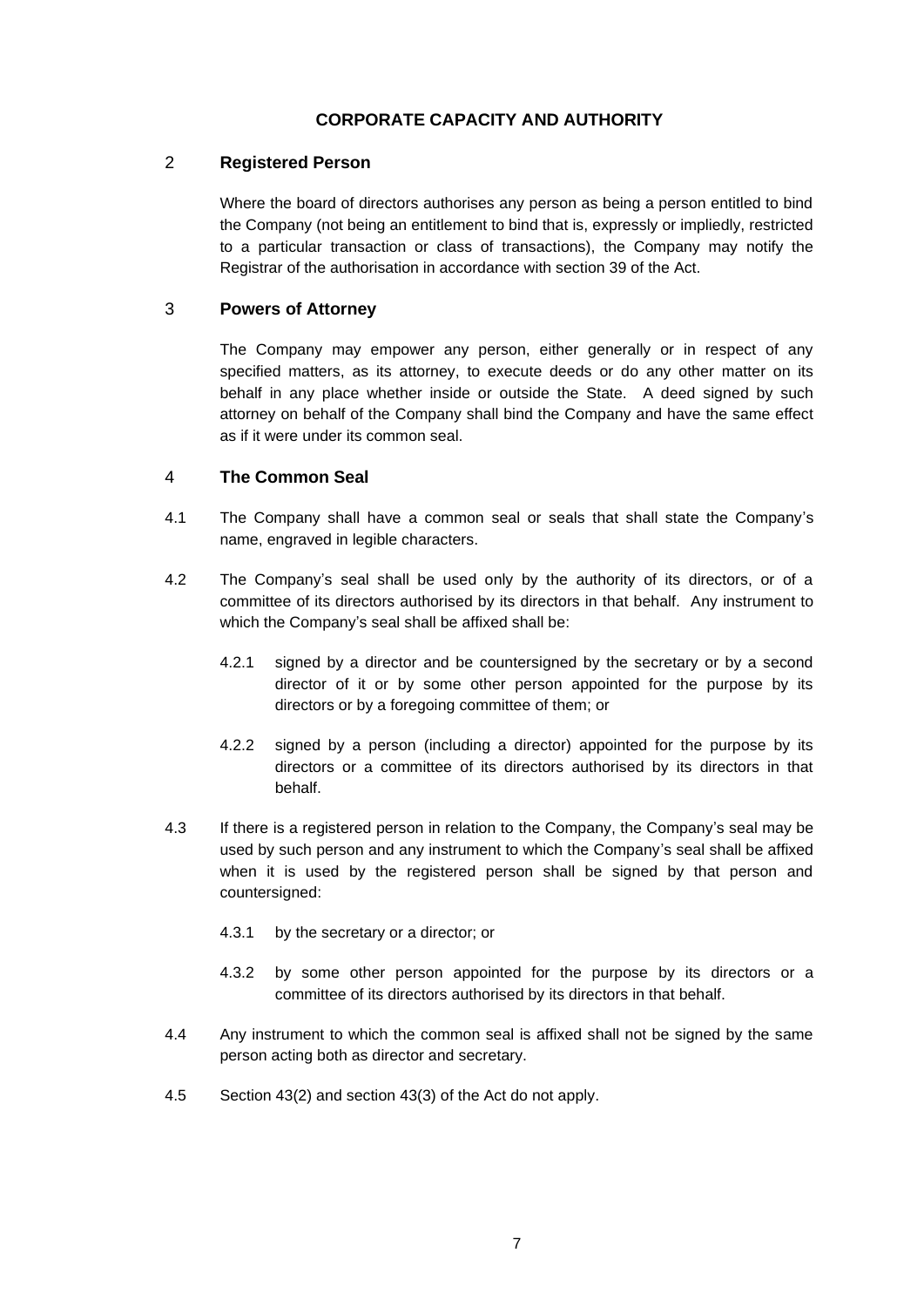# CORPORATE CAPACITY AND AUTHORITY

## 2 Registered Person

Where the board of directors authorises any person as being a person entitled to bind the Company (not being an entitlement to bind that is, expressly or impliedly, restricted to a particular transaction or class of transactions), the Company may notify the Registrar of the authorisation in accordance with section 39 of the Act.

## 3 Powers of Attorney

The Company may empower any person, either generally or in respect of any specified matters, as its attorney, to execute deeds or do any other matter on its behalf in any place whether inside or outside the State. A deed signed by such attorney on behalf of the Company shall bind the Company and have the same effect as if it were under its common seal.

## 4 The Common Seal

4.1 The Company shall have a common seal or seals that shall state the Company's name, engraved in legible characters.

4.2 The Company's seal shall be used only by the authority of its directors, or of a committee of its directors authorised by its directors in that behalf. Any instrument to which the Company's seal shall be affixed shall be:

4.2.1 signed by a director and be countersigned by the secretary or by a second director of it or by some other person appointed for the purpose by its directors or by a foregoing committee of them; or

4.2.2 signed by a person (including a director) appointed for the purpose by its directors or a committee of its directors authorised by its directors in that behalf.

4.3 If there is a registered person in relation to the Company, the Company's seal may be used by such person and any instrument to which the Company's seal shall be affixed when it is used by the registered person shall be signed by that person and countersigned:

4.3.1 by the secretary or a director; or

4.3.2 by some other person appointed for the purpose by its directors or a committee of its directors authorised by its directors in that behalf.

4.4 Any instrument to which the common seal is affixed shall not be signed by the same person acting both as director and secretary.

4.5 Section 43(2) and section 43(3) of the Act do not apply.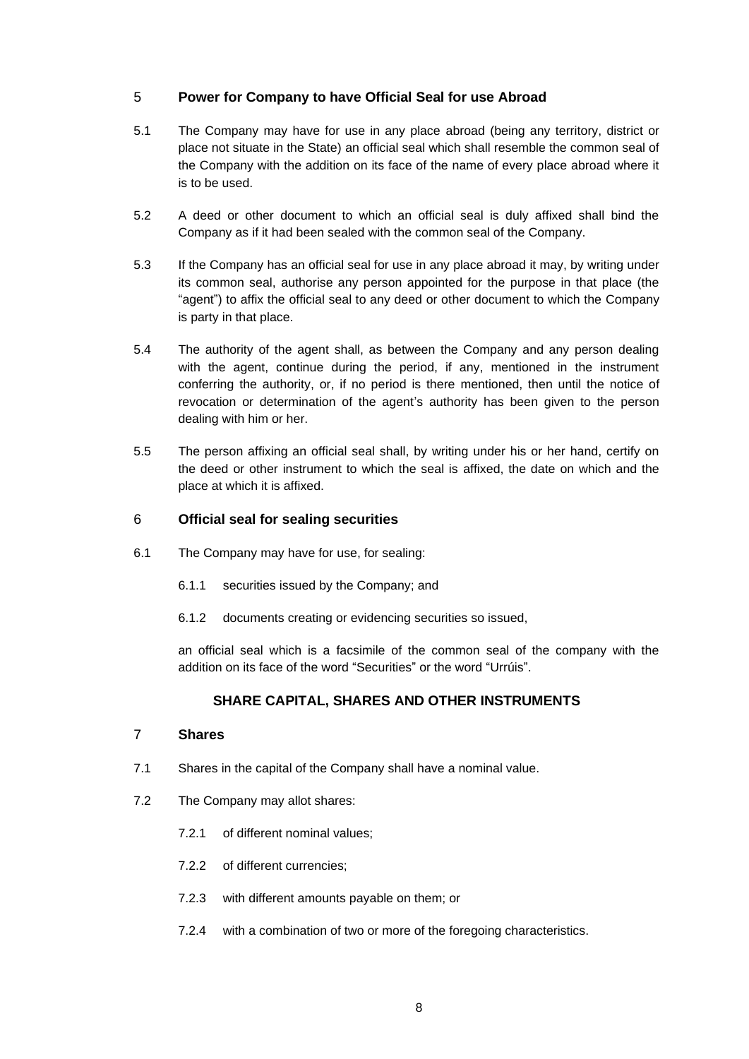## 5 Power for Company to have Official Seal for use Abroad

5.1 The Company may have for use in any place abroad (being any territory, district or place not situate in the State) an official seal which shall resemble the common seal of the Company with the addition on its face of the name of every place abroad where it is to be used.

5.2 A deed or other document to which an official seal is duly affixed shall bind the Company as if it had been sealed with the common seal of the Company.

5.3 If the Company has an official seal for use in any place abroad it may, by writing under its common seal, authorise any person appointed for the purpose in that place (the "agent") to affix the official seal to any deed or other document to which the Company is party in that place.

5.4 The authority of the agent shall, as between the Company and any person dealing with the agent, continue during the period, if any, mentioned in the instrument conferring the authority, or, if no period is there mentioned, then until the notice of revocation or determination of the agent's authority has been given to the person dealing with him or her.

5.5 The person affixing an official seal shall, by writing under his or her hand, certify on the deed or other instrument to which the seal is affixed, the date on which and the place at which it is affixed.

## 6 Official seal for sealing securities

6.1 The Company may have for use, for sealing:

6.1.1 securities issued by the Company; and

6.1.2 documents creating or evidencing securities so issued,

an official seal which is a facsimile of the common seal of the company with the addition on its face of the word "Securities" or the word "Urrúis".

# SHARE CAPITAL, SHARES AND OTHER INSTRUMENTS

## 7 Shares

7.1 Shares in the capital of the Company shall have a nominal value.

7.2 The Company may allot shares:

7.2.1 of different nominal values;

7.2.2 of different currencies;

7.2.3 with different amounts payable on them; or

7.2.4 with a combination of two or more of the foregoing characteristics.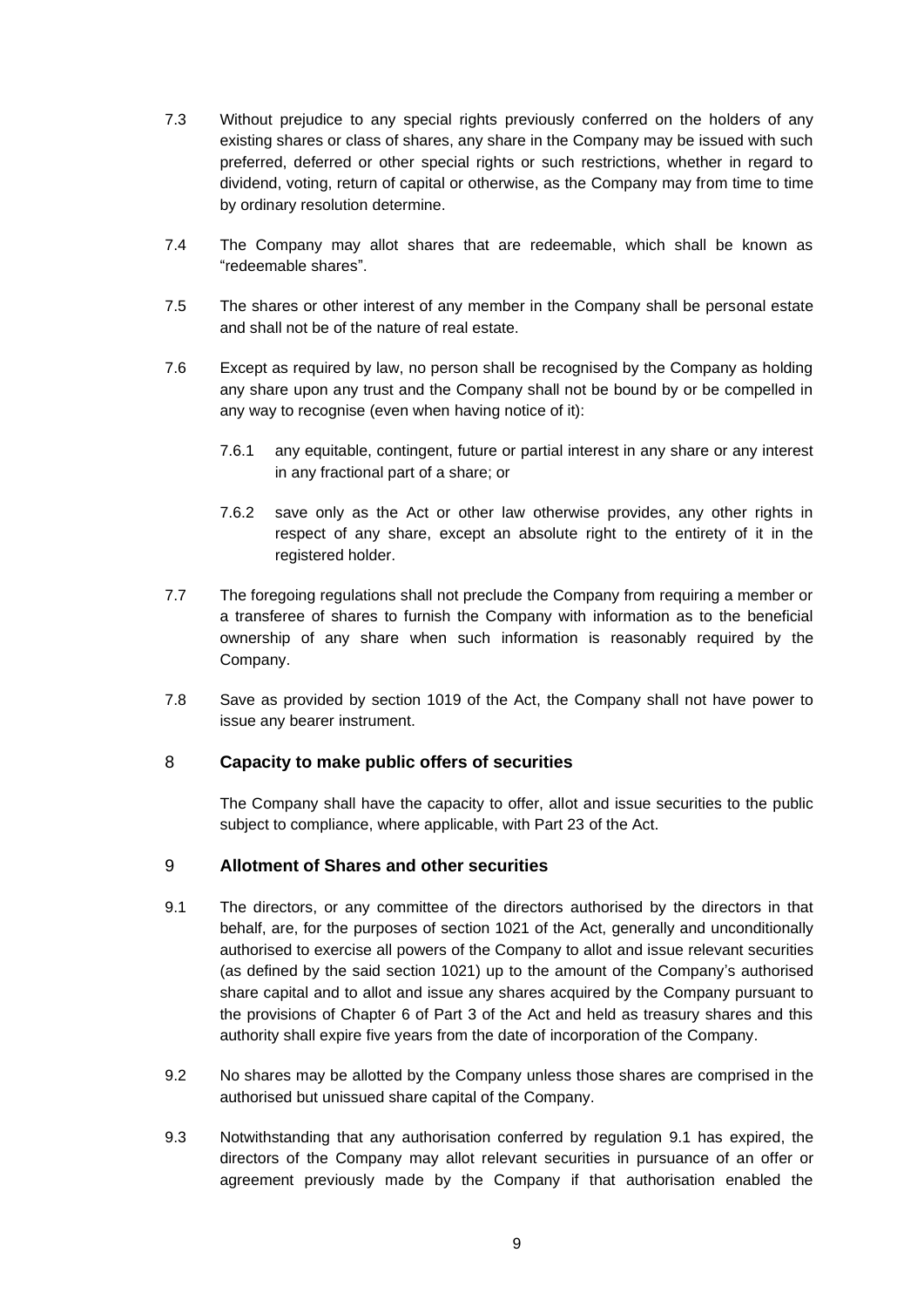7.3 Without prejudice to any special rights previously conferred on the holders of any existing shares or class of shares, any share in the Company may be issued with such preferred, deferred or other special rights or such restrictions, whether in regard to dividend, voting, return of capital or otherwise, as the Company may from time to time by ordinary resolution determine.

7.4 The Company may allot shares that are redeemable, which shall be known as "redeemable shares".

7.5 The shares or other interest of any member in the Company shall be personal estate and shall not be of the nature of real estate.

7.6 Except as required by law, no person shall be recognised by the Company as holding any share upon any trust and the Company shall not be bound by or be compelled in any way to recognise (even when having notice of it):

7.6.1 any equitable, contingent, future or partial interest in any share or any interest in any fractional part of a share; or

7.6.2 save only as the Act or other law otherwise provides, any other rights in respect of any share, except an absolute right to the entirety of it in the registered holder.

7.7 The foregoing regulations shall not preclude the Company from requiring a member or a transferee of shares to furnish the Company with information as to the beneficial ownership of any share when such information is reasonably required by the Company.

7.8 Save as provided by section 1019 of the Act, the Company shall not have power to issue any bearer instrument.

## 8 Capacity to make public offers of securities

The Company shall have the capacity to offer, allot and issue securities to the public subject to compliance, where applicable, with Part 23 of the Act.

## 9 Allotment of Shares and other securities

9.1 The directors, or any committee of the directors authorised by the directors in that behalf, are, for the purposes of section 1021 of the Act, generally and unconditionally authorised to exercise all powers of the Company to allot and issue relevant securities (as defined by the said section 1021) up to the amount of the Company's authorised share capital and to allot and issue any shares acquired by the Company pursuant to the provisions of Chapter 6 of Part 3 of the Act and held as treasury shares and this authority shall expire five years from the date of incorporation of the Company.

9.2 No shares may be allotted by the Company unless those shares are comprised in the authorised but unissued share capital of the Company.

9.3 Notwithstanding that any authorisation conferred by regulation 9.1 has expired, the directors of the Company may allot relevant securities in pursuance of an offer or agreement previously made by the Company if that authorisation enabled the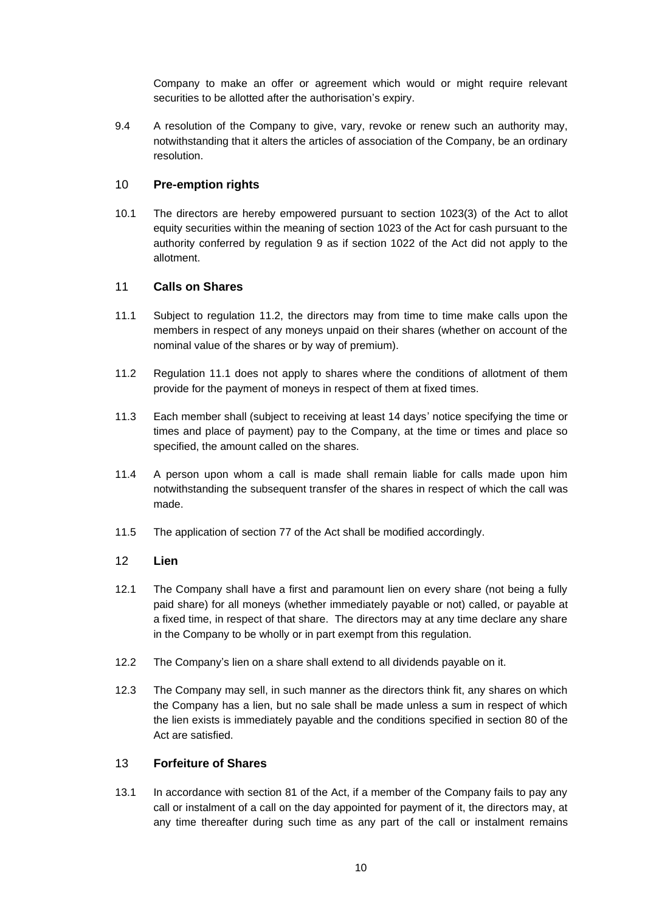Company to make an offer or agreement which would or might require relevant securities to be allotted after the authorisation's expiry.

9.4 A resolution of the Company to give, vary, revoke or renew such an authority may, notwithstanding that it alters the articles of association of the Company, be an ordinary resolution.

## 10 Pre-emption rights

10.1 The directors are hereby empowered pursuant to section 1023(3) of the Act to allot equity securities within the meaning of section 1023 of the Act for cash pursuant to the authority conferred by regulation 9 as if section 1022 of the Act did not apply to the allotment.

## 11 Calls on Shares

11.1 Subject to regulation 11.2, the directors may from time to time make calls upon the members in respect of any moneys unpaid on their shares (whether on account of the nominal value of the shares or by way of premium).

11.2 Regulation 11.1 does not apply to shares where the conditions of allotment of them provide for the payment of moneys in respect of them at fixed times.

11.3 Each member shall (subject to receiving at least 14 days' notice specifying the time or times and place of payment) pay to the Company, at the time or times and place so specified, the amount called on the shares.

11.4 A person upon whom a call is made shall remain liable for calls made upon him notwithstanding the subsequent transfer of the shares in respect of which the call was made.

11.5 The application of section 77 of the Act shall be modified accordingly.

## 12 Lien

12.1 The Company shall have a first and paramount lien on every share (not being a fully paid share) for all moneys (whether immediately payable or not) called, or payable at a fixed time, in respect of that share. The directors may at any time declare any share in the Company to be wholly or in part exempt from this regulation.

12.2 The Company's lien on a share shall extend to all dividends payable on it.

12.3 The Company may sell, in such manner as the directors think fit, any shares on which the Company has a lien, but no sale shall be made unless a sum in respect of which the lien exists is immediately payable and the conditions specified in section 80 of the Act are satisfied.

## 13 Forfeiture of Shares

13.1 In accordance with section 81 of the Act, if a member of the Company fails to pay any call or instalment of a call on the day appointed for payment of it, the directors may, at any time thereafter during such time as any part of the call or instalment remains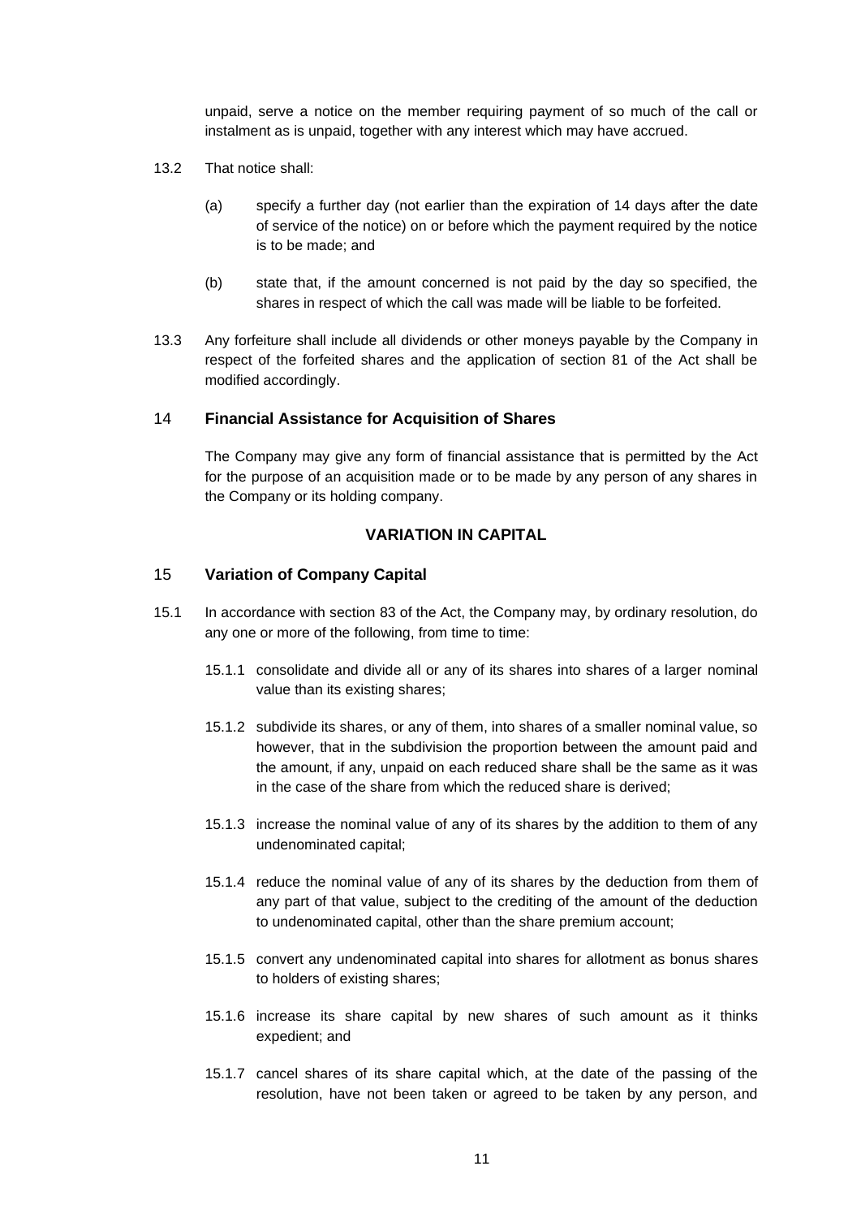unpaid, serve a notice on the member requiring payment of so much of the call or instalment as is unpaid, together with any interest which may have accrued.

13.2 That notice shall:

(a) specify a further day (not earlier than the expiration of 14 days after the date of service of the notice) on or before which the payment required by the notice is to be made; and

(b) state that, if the amount concerned is not paid by the day so specified, the shares in respect of which the call was made will be liable to be forfeited.

13.3 Any forfeiture shall include all dividends or other moneys payable by the Company in respect of the forfeited shares and the application of section 81 of the Act shall be modified accordingly.

## 14 **Financial Assistance for Acquisition of Shares**

The Company may give any form of financial assistance that is permitted by the Act for the purpose of an acquisition made or to be made by any person of any shares in the Company or its holding company.

## **VARIATION IN CAPITAL**

## 15 **Variation of Company Capital**

15.1 In accordance with section 83 of the Act, the Company may, by ordinary resolution, do any one or more of the following, from time to time:

15.1.1 consolidate and divide all or any of its shares into shares of a larger nominal value than its existing shares;

15.1.2 subdivide its shares, or any of them, into shares of a smaller nominal value, so however, that in the subdivision the proportion between the amount paid and the amount, if any, unpaid on each reduced share shall be the same as it was in the case of the share from which the reduced share is derived;

15.1.3 increase the nominal value of any of its shares by the addition to them of any undenominated capital;

15.1.4 reduce the nominal value of any of its shares by the deduction from them of any part of that value, subject to the crediting of the amount of the deduction to undenominated capital, other than the share premium account;

15.1.5 convert any undenominated capital into shares for allotment as bonus shares to holders of existing shares;

15.1.6 increase its share capital by new shares of such amount as it thinks expedient; and

15.1.7 cancel shares of its share capital which, at the date of the passing of the resolution, have not been taken or agreed to be taken by any person, and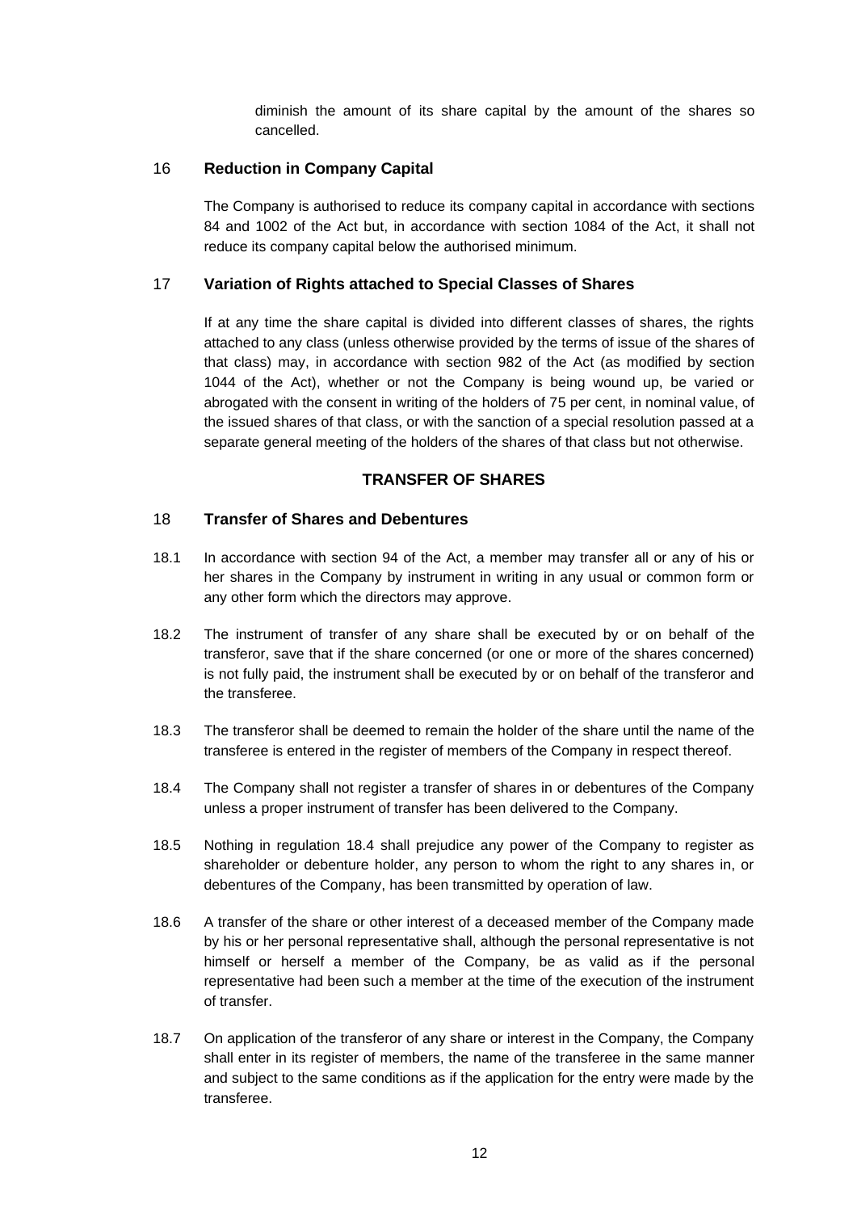diminish the amount of its share capital by the amount of the shares so cancelled.

## 16 Reduction in Company Capital

The Company is authorised to reduce its company capital in accordance with sections 84 and 1002 of the Act but, in accordance with section 1084 of the Act, it shall not reduce its company capital below the authorised minimum.

## 17 Variation of Rights attached to Special Classes of Shares

If at any time the share capital is divided into different classes of shares, the rights attached to any class (unless otherwise provided by the terms of issue of the shares of that class) may, in accordance with section 982 of the Act (as modified by section 1044 of the Act), whether or not the Company is being wound up, be varied or abrogated with the consent in writing of the holders of 75 per cent, in nominal value, of the issued shares of that class, or with the sanction of a special resolution passed at a separate general meeting of the holders of the shares of that class but not otherwise.

# TRANSFER OF SHARES

## 18 Transfer of Shares and Debentures

18.1 In accordance with section 94 of the Act, a member may transfer all or any of his or her shares in the Company by instrument in writing in any usual or common form or any other form which the directors may approve.

18.2 The instrument of transfer of any share shall be executed by or on behalf of the transferor, save that if the share concerned (or one or more of the shares concerned) is not fully paid, the instrument shall be executed by or on behalf of the transferor and the transferee.

18.3 The transferor shall be deemed to remain the holder of the share until the name of the transferee is entered in the register of members of the Company in respect thereof.

18.4 The Company shall not register a transfer of shares in or debentures of the Company unless a proper instrument of transfer has been delivered to the Company.

18.5 Nothing in regulation 18.4 shall prejudice any power of the Company to register as shareholder or debenture holder, any person to whom the right to any shares in, or debentures of the Company, has been transmitted by operation of law.

18.6 A transfer of the share or other interest of a deceased member of the Company made by his or her personal representative shall, although the personal representative is not himself or herself a member of the Company, be as valid as if the personal representative had been such a member at the time of the execution of the instrument of transfer.

18.7 On application of the transferor of any share or interest in the Company, the Company shall enter in its register of members, the name of the transferee in the same manner and subject to the same conditions as if the application for the entry were made by the transferee.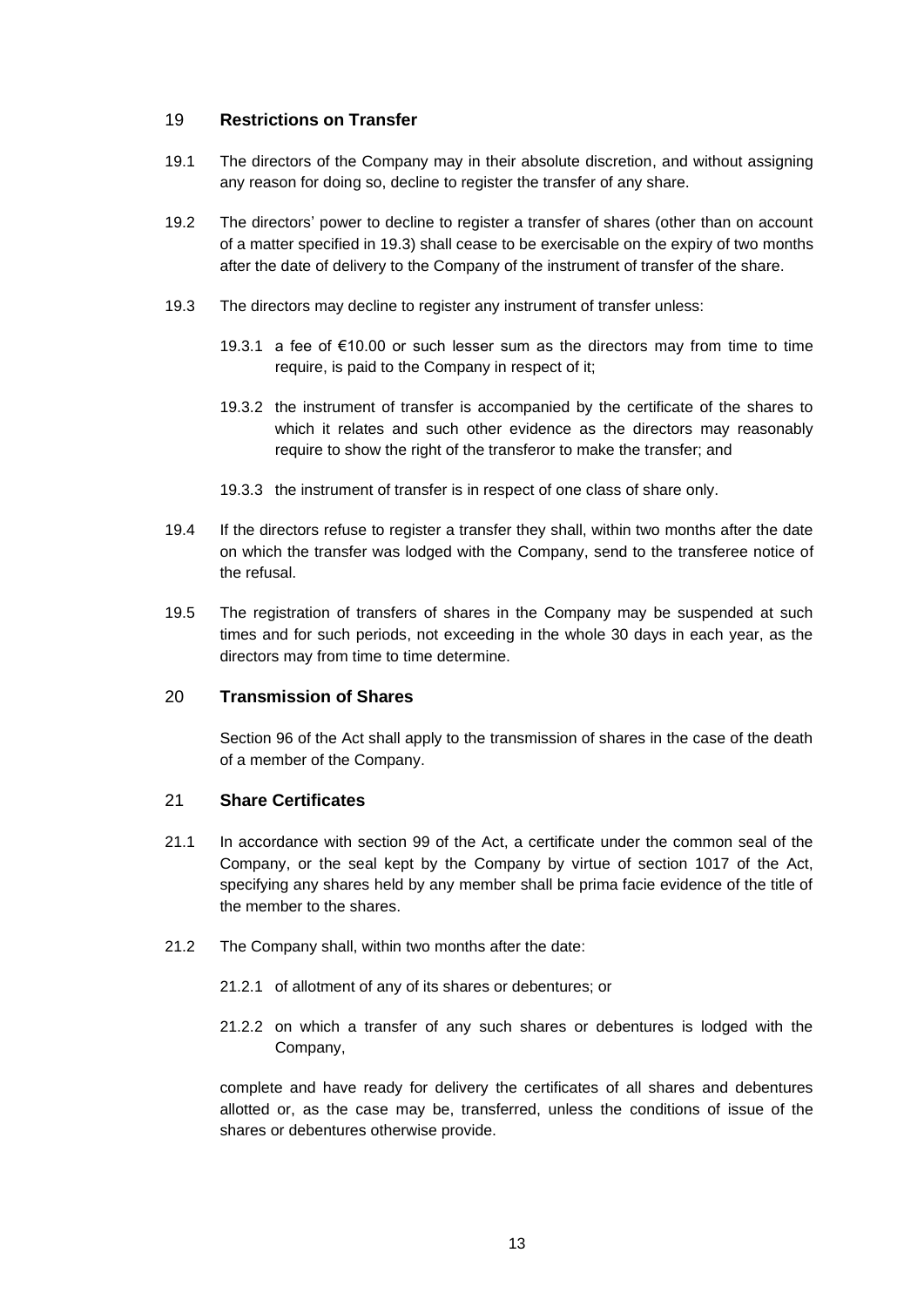## 19 Restrictions on Transfer

19.1 The directors of the Company may in their absolute discretion, and without assigning any reason for doing so, decline to register the transfer of any share.

19.2 The directors' power to decline to register a transfer of shares (other than on account of a matter specified in 19.3) shall cease to be exercisable on the expiry of two months after the date of delivery to the Company of the instrument of transfer of the share.

19.3 The directors may decline to register any instrument of transfer unless:

19.3.1 a fee of €10.00 or such lesser sum as the directors may from time to time require, is paid to the Company in respect of it;

19.3.2 the instrument of transfer is accompanied by the certificate of the shares to which it relates and such other evidence as the directors may reasonably require to show the right of the transferor to make the transfer; and

19.3.3 the instrument of transfer is in respect of one class of share only.

19.4 If the directors refuse to register a transfer they shall, within two months after the date on which the transfer was lodged with the Company, send to the transferee notice of the refusal.

19.5 The registration of transfers of shares in the Company may be suspended at such times and for such periods, not exceeding in the whole 30 days in each year, as the directors may from time to time determine.

## 20 Transmission of Shares

Section 96 of the Act shall apply to the transmission of shares in the case of the death of a member of the Company.

## 21 Share Certificates

21.1 In accordance with section 99 of the Act, a certificate under the common seal of the Company, or the seal kept by the Company by virtue of section 1017 of the Act, specifying any shares held by any member shall be prima facie evidence of the title of the member to the shares.

21.2 The Company shall, within two months after the date:

21.2.1 of allotment of any of its shares or debentures; or

21.2.2 on which a transfer of any such shares or debentures is lodged with the Company,

complete and have ready for delivery the certificates of all shares and debentures allotted or, as the case may be, transferred, unless the conditions of issue of the shares or debentures otherwise provide.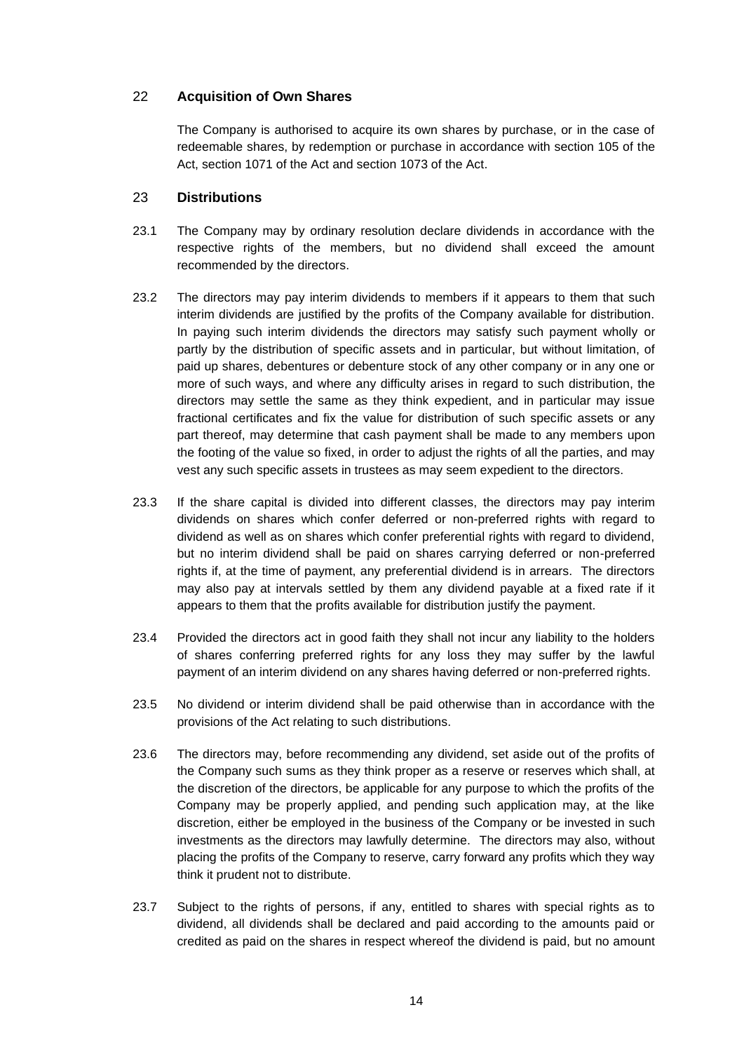## 22 Acquisition of Own Shares

The Company is authorised to acquire its own shares by purchase, or in the case of redeemable shares, by redemption or purchase in accordance with section 105 of the Act, section 1071 of the Act and section 1073 of the Act.

## 23 Distributions

23.1 The Company may by ordinary resolution declare dividends in accordance with the respective rights of the members, but no dividend shall exceed the amount recommended by the directors.

23.2 The directors may pay interim dividends to members if it appears to them that such interim dividends are justified by the profits of the Company available for distribution. In paying such interim dividends the directors may satisfy such payment wholly or partly by the distribution of specific assets and in particular, but without limitation, of paid up shares, debentures or debenture stock of any other company or in any one or more of such ways, and where any difficulty arises in regard to such distribution, the directors may settle the same as they think expedient, and in particular may issue fractional certificates and fix the value for distribution of such specific assets or any part thereof, may determine that cash payment shall be made to any members upon the footing of the value so fixed, in order to adjust the rights of all the parties, and may vest any such specific assets in trustees as may seem expedient to the directors.

23.3 If the share capital is divided into different classes, the directors may pay interim dividends on shares which confer deferred or non-preferred rights with regard to dividend as well as on shares which confer preferential rights with regard to dividend, but no interim dividend shall be paid on shares carrying deferred or non-preferred rights if, at the time of payment, any preferential dividend is in arrears. The directors may also pay at intervals settled by them any dividend payable at a fixed rate if it appears to them that the profits available for distribution justify the payment.

23.4 Provided the directors act in good faith they shall not incur any liability to the holders of shares conferring preferred rights for any loss they may suffer by the lawful payment of an interim dividend on any shares having deferred or non-preferred rights.

23.5 No dividend or interim dividend shall be paid otherwise than in accordance with the provisions of the Act relating to such distributions.

23.6 The directors may, before recommending any dividend, set aside out of the profits of the Company such sums as they think proper as a reserve or reserves which shall, at the discretion of the directors, be applicable for any purpose to which the profits of the Company may be properly applied, and pending such application may, at the like discretion, either be employed in the business of the Company or be invested in such investments as the directors may lawfully determine. The directors may also, without placing the profits of the Company to reserve, carry forward any profits which they way think it prudent not to distribute.

23.7 Subject to the rights of persons, if any, entitled to shares with special rights as to dividend, all dividends shall be declared and paid according to the amounts paid or credited as paid on the shares in respect whereof the dividend is paid, but no amount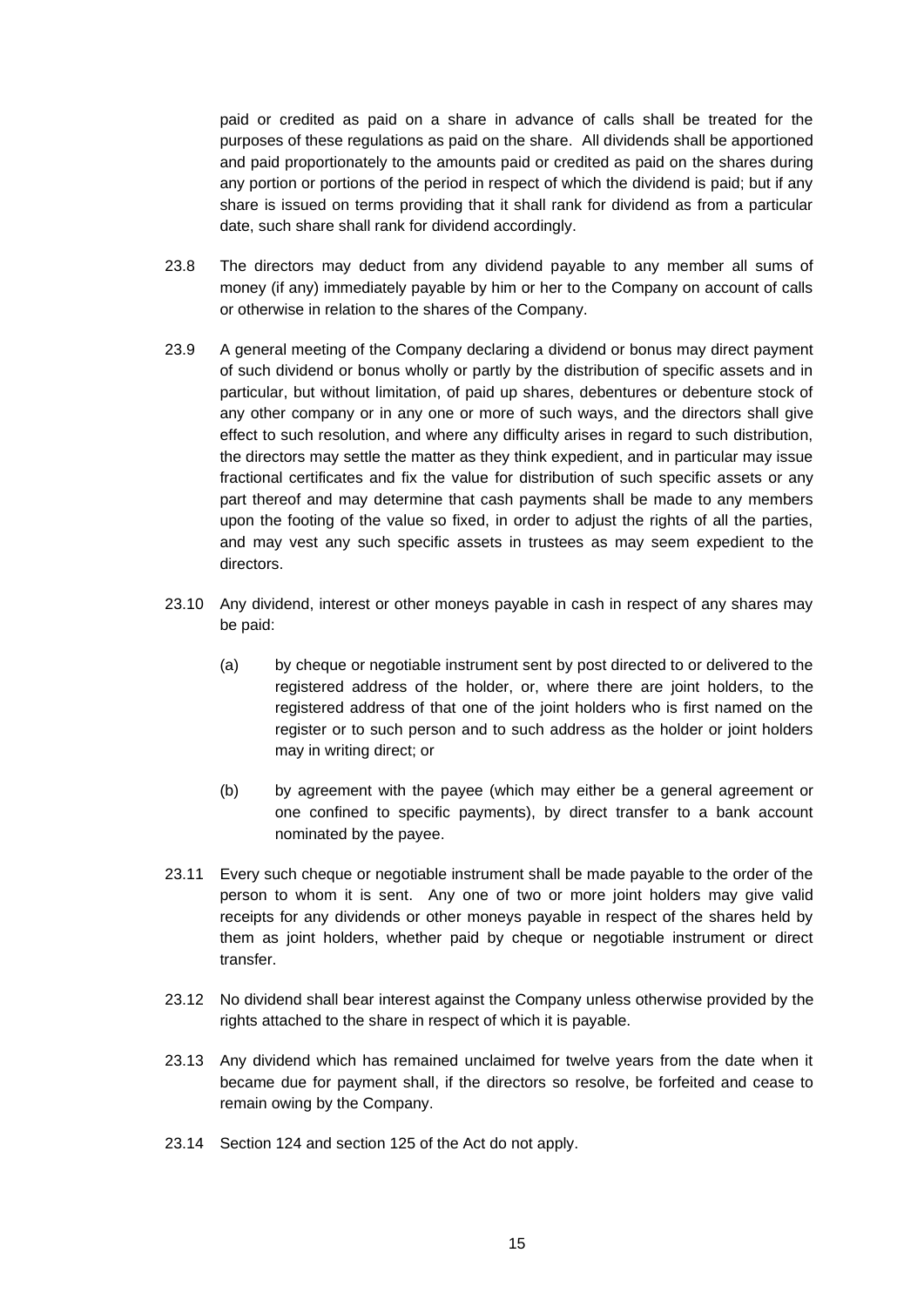paid or credited as paid on a share in advance of calls shall be treated for the purposes of these regulations as paid on the share. All dividends shall be apportioned and paid proportionately to the amounts paid or credited as paid on the shares during any portion or portions of the period in respect of which the dividend is paid; but if any share is issued on terms providing that it shall rank for dividend as from a particular date, such share shall rank for dividend accordingly.

23.8 The directors may deduct from any dividend payable to any member all sums of money (if any) immediately payable by him or her to the Company on account of calls or otherwise in relation to the shares of the Company.

23.9 A general meeting of the Company declaring a dividend or bonus may direct payment of such dividend or bonus wholly or partly by the distribution of specific assets and in particular, but without limitation, of paid up shares, debentures or debenture stock of any other company or in any one or more of such ways, and the directors shall give effect to such resolution, and where any difficulty arises in regard to such distribution, the directors may settle the matter as they think expedient, and in particular may issue fractional certificates and fix the value for distribution of such specific assets or any part thereof and may determine that cash payments shall be made to any members upon the footing of the value so fixed, in order to adjust the rights of all the parties, and may vest any such specific assets in trustees as may seem expedient to the directors.

23.10 Any dividend, interest or other moneys payable in cash in respect of any shares may be paid:

(a) by cheque or negotiable instrument sent by post directed to or delivered to the registered address of the holder, or, where there are joint holders, to the registered address of that one of the joint holders who is first named on the register or to such person and to such address as the holder or joint holders may in writing direct; or

(b) by agreement with the payee (which may either be a general agreement or one confined to specific payments), by direct transfer to a bank account nominated by the payee.

23.11 Every such cheque or negotiable instrument shall be made payable to the order of the person to whom it is sent. Any one of two or more joint holders may give valid receipts for any dividends or other moneys payable in respect of the shares held by them as joint holders, whether paid by cheque or negotiable instrument or direct transfer.

23.12 No dividend shall bear interest against the Company unless otherwise provided by the rights attached to the share in respect of which it is payable.

23.13 Any dividend which has remained unclaimed for twelve years from the date when it became due for payment shall, if the directors so resolve, be forfeited and cease to remain owing by the Company.

23.14 Section 124 and section 125 of the Act do not apply.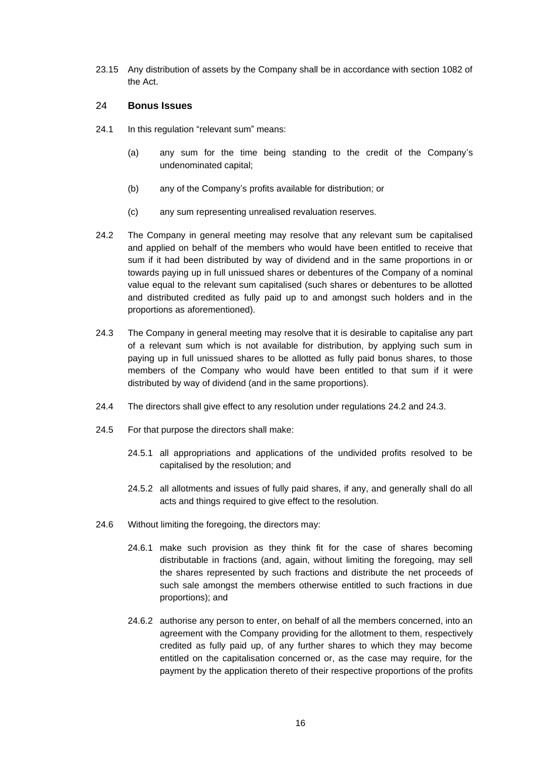23.15 Any distribution of assets by the Company shall be in accordance with section 1082 of the Act.

## 24 **Bonus Issues**

24.1 In this regulation "relevant sum" means:

(a) any sum for the time being standing to the credit of the Company's undenominated capital;

(b) any of the Company's profits available for distribution; or

(c) any sum representing unrealised revaluation reserves.

24.2 The Company in general meeting may resolve that any relevant sum be capitalised and applied on behalf of the members who would have been entitled to receive that sum if it had been distributed by way of dividend and in the same proportions in or towards paying up in full unissued shares or debentures of the Company of a nominal value equal to the relevant sum capitalised (such shares or debentures to be allotted and distributed credited as fully paid up to and amongst such holders and in the proportions as aforementioned).

24.3 The Company in general meeting may resolve that it is desirable to capitalise any part of a relevant sum which is not available for distribution, by applying such sum in paying up in full unissued shares to be allotted as fully paid bonus shares, to those members of the Company who would have been entitled to that sum if it were distributed by way of dividend (and in the same proportions).

24.4 The directors shall give effect to any resolution under regulations 24.2 and 24.3.

24.5 For that purpose the directors shall make:

24.5.1 all appropriations and applications of the undivided profits resolved to be capitalised by the resolution; and

24.5.2 all allotments and issues of fully paid shares, if any, and generally shall do all acts and things required to give effect to the resolution.

24.6 Without limiting the foregoing, the directors may:

24.6.1 make such provision as they think fit for the case of shares becoming distributable in fractions (and, again, without limiting the foregoing, may sell the shares represented by such fractions and distribute the net proceeds of such sale amongst the members otherwise entitled to such fractions in due proportions); and

24.6.2 authorise any person to enter, on behalf of all the members concerned, into an agreement with the Company providing for the allotment to them, respectively credited as fully paid up, of any further shares to which they may become entitled on the capitalisation concerned or, as the case may require, for the payment by the application thereto of their respective proportions of the profits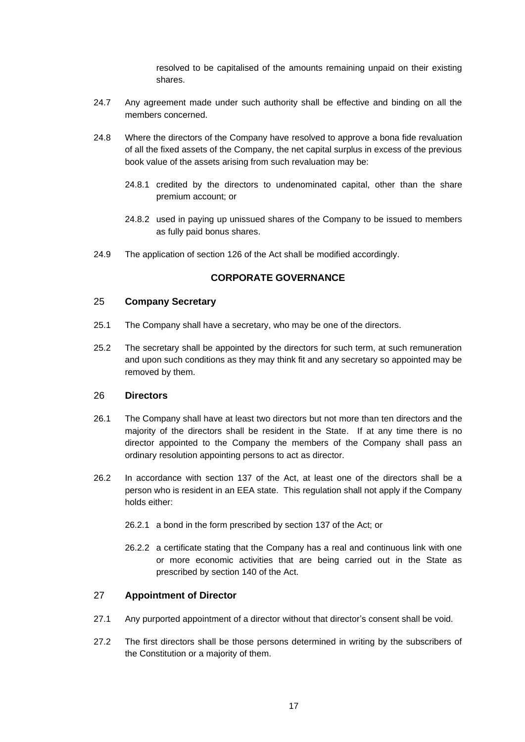resolved to be capitalised of the amounts remaining unpaid on their existing shares.

24.7 Any agreement made under such authority shall be effective and binding on all the members concerned.

24.8 Where the directors of the Company have resolved to approve a bona fide revaluation of all the fixed assets of the Company, the net capital surplus in excess of the previous book value of the assets arising from such revaluation may be:

24.8.1 credited by the directors to undenominated capital, other than the share premium account; or

24.8.2 used in paying up unissued shares of the Company to be issued to members as fully paid bonus shares.

24.9 The application of section 126 of the Act shall be modified accordingly.

## CORPORATE GOVERNANCE

### 25 Company Secretary

25.1 The Company shall have a secretary, who may be one of the directors.

25.2 The secretary shall be appointed by the directors for such term, at such remuneration and upon such conditions as they may think fit and any secretary so appointed may be removed by them.

### 26 Directors

26.1 The Company shall have at least two directors but not more than ten directors and the majority of the directors shall be resident in the State. If at any time there is no director appointed to the Company the members of the Company shall pass an ordinary resolution appointing persons to act as director.

26.2 In accordance with section 137 of the Act, at least one of the directors shall be a person who is resident in an EEA state. This regulation shall not apply if the Company holds either:

26.2.1 a bond in the form prescribed by section 137 of the Act; or

26.2.2 a certificate stating that the Company has a real and continuous link with one or more economic activities that are being carried out in the State as prescribed by section 140 of the Act.

### 27 Appointment of Director

27.1 Any purported appointment of a director without that director's consent shall be void.

27.2 The first directors shall be those persons determined in writing by the subscribers of the Constitution or a majority of them.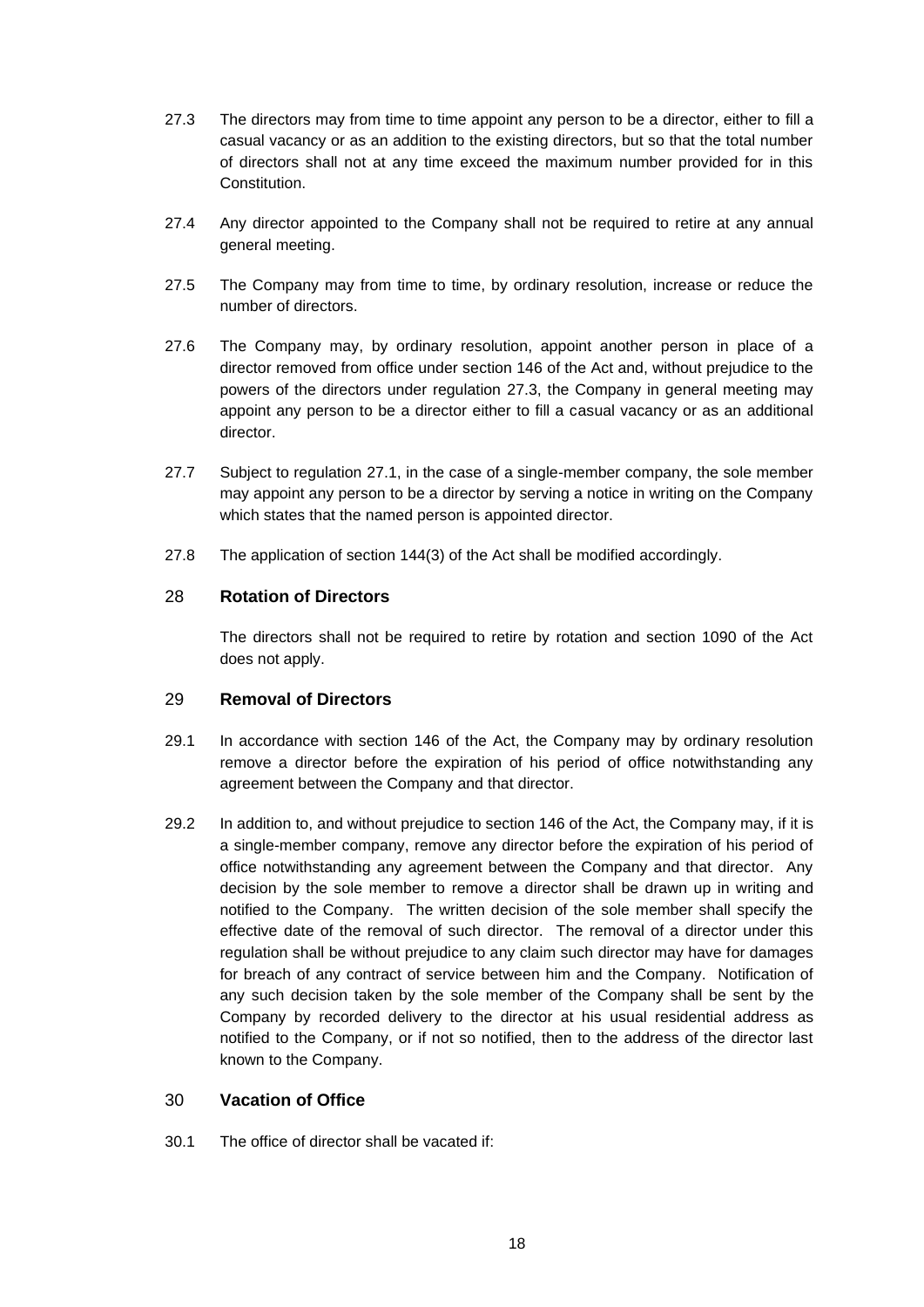27.3 The directors may from time to time appoint any person to be a director, either to fill a casual vacancy or as an addition to the existing directors, but so that the total number of directors shall not at any time exceed the maximum number provided for in this Constitution.

27.4 Any director appointed to the Company shall not be required to retire at any annual general meeting.

27.5 The Company may from time to time, by ordinary resolution, increase or reduce the number of directors.

27.6 The Company may, by ordinary resolution, appoint another person in place of a director removed from office under section 146 of the Act and, without prejudice to the powers of the directors under regulation 27.3, the Company in general meeting may appoint any person to be a director either to fill a casual vacancy or as an additional director.

27.7 Subject to regulation 27.1, in the case of a single-member company, the sole member may appoint any person to be a director by serving a notice in writing on the Company which states that the named person is appointed director.

27.8 The application of section 144(3) of the Act shall be modified accordingly.

## 28 Rotation of Directors

The directors shall not be required to retire by rotation and section 1090 of the Act does not apply.

## 29 Removal of Directors

29.1 In accordance with section 146 of the Act, the Company may by ordinary resolution remove a director before the expiration of his period of office notwithstanding any agreement between the Company and that director.

29.2 In addition to, and without prejudice to section 146 of the Act, the Company may, if it is a single-member company, remove any director before the expiration of his period of office notwithstanding any agreement between the Company and that director. Any decision by the sole member to remove a director shall be drawn up in writing and notified to the Company. The written decision of the sole member shall specify the effective date of the removal of such director. The removal of a director under this regulation shall be without prejudice to any claim such director may have for damages for breach of any contract of service between him and the Company. Notification of any such decision taken by the sole member of the Company shall be sent by the Company by recorded delivery to the director at his usual residential address as notified to the Company, or if not so notified, then to the address of the director last known to the Company.

## 30 Vacation of Office

30.1 The office of director shall be vacated if: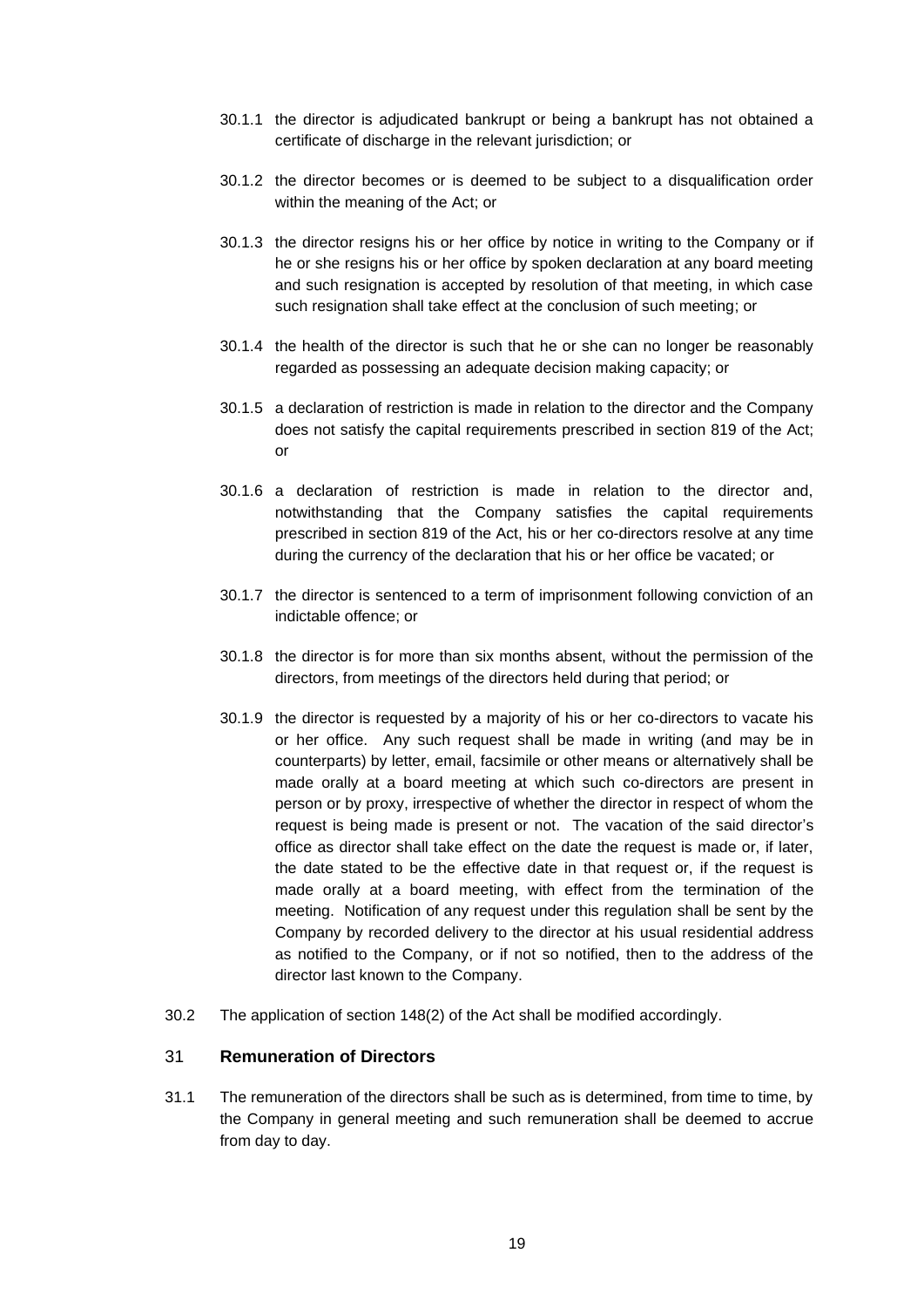30.1.1 the director is adjudicated bankrupt or being a bankrupt has not obtained a certificate of discharge in the relevant jurisdiction; or

30.1.2 the director becomes or is deemed to be subject to a disqualification order within the meaning of the Act; or

30.1.3 the director resigns his or her office by notice in writing to the Company or if he or she resigns his or her office by spoken declaration at any board meeting and such resignation is accepted by resolution of that meeting, in which case such resignation shall take effect at the conclusion of such meeting; or

30.1.4 the health of the director is such that he or she can no longer be reasonably regarded as possessing an adequate decision making capacity; or

30.1.5 a declaration of restriction is made in relation to the director and the Company does not satisfy the capital requirements prescribed in section 819 of the Act; or

30.1.6 a declaration of restriction is made in relation to the director and, notwithstanding that the Company satisfies the capital requirements prescribed in section 819 of the Act, his or her co-directors resolve at any time during the currency of the declaration that his or her office be vacated; or

30.1.7 the director is sentenced to a term of imprisonment following conviction of an indictable offence; or

30.1.8 the director is for more than six months absent, without the permission of the directors, from meetings of the directors held during that period; or

30.1.9 the director is requested by a majority of his or her co-directors to vacate his or her office. Any such request shall be made in writing (and may be in counterparts) by letter, email, facsimile or other means or alternatively shall be made orally at a board meeting at which such co-directors are present in person or by proxy, irrespective of whether the director in respect of whom the request is being made is present or not. The vacation of the said director's office as director shall take effect on the date the request is made or, if later, the date stated to be the effective date in that request or, if the request is made orally at a board meeting, with effect from the termination of the meeting. Notification of any request under this regulation shall be sent by the Company by recorded delivery to the director at his usual residential address as notified to the Company, or if not so notified, then to the address of the director last known to the Company.

30.2 The application of section 148(2) of the Act shall be modified accordingly.

## 31 Remuneration of Directors

31.1 The remuneration of the directors shall be such as is determined, from time to time, by the Company in general meeting and such remuneration shall be deemed to accrue from day to day.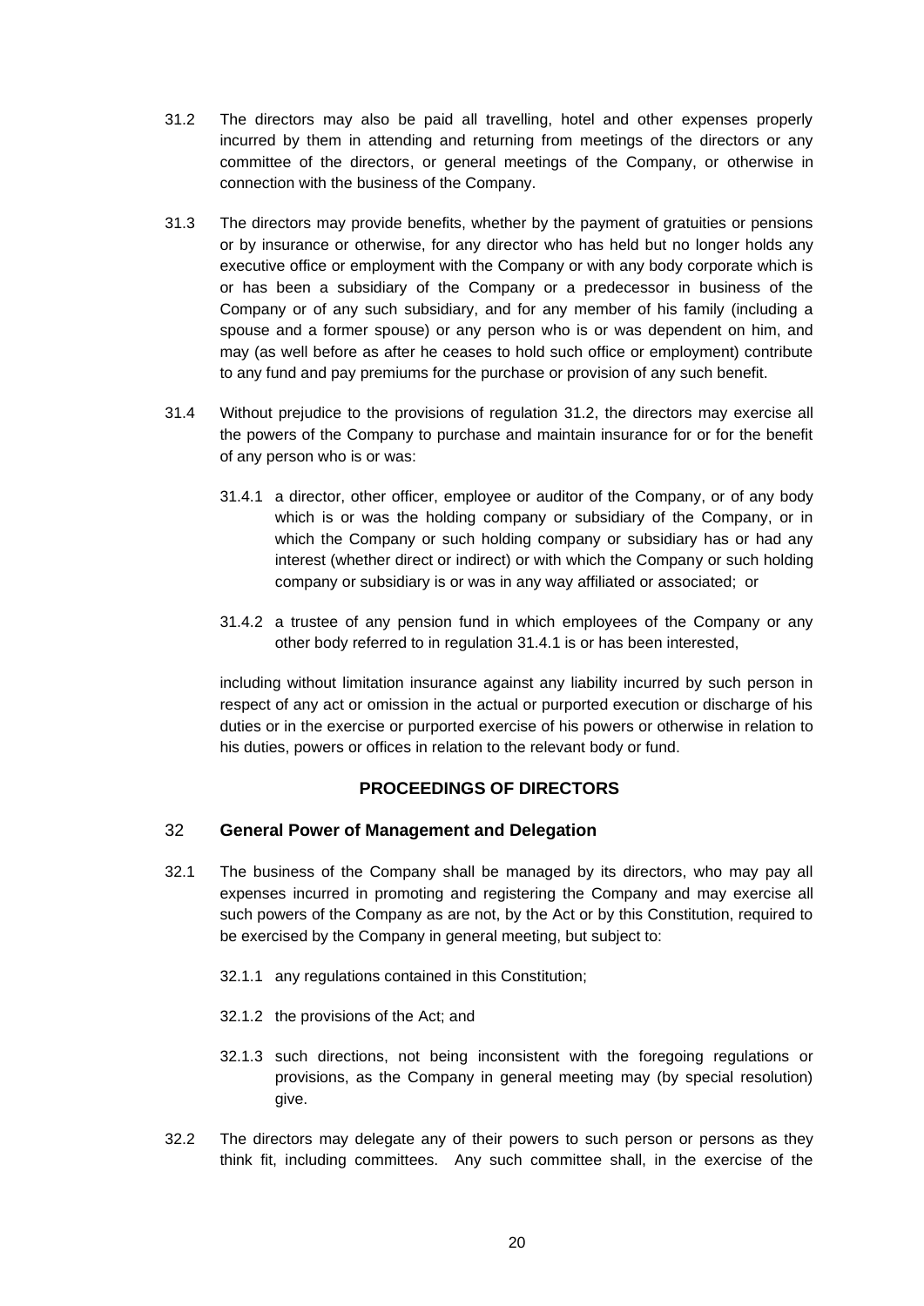31.2 The directors may also be paid all travelling, hotel and other expenses properly incurred by them in attending and returning from meetings of the directors or any committee of the directors, or general meetings of the Company, or otherwise in connection with the business of the Company.

31.3 The directors may provide benefits, whether by the payment of gratuities or pensions or by insurance or otherwise, for any director who has held but no longer holds any executive office or employment with the Company or with any body corporate which is or has been a subsidiary of the Company or a predecessor in business of the Company or of any such subsidiary, and for any member of his family (including a spouse and a former spouse) or any person who is or was dependent on him, and may (as well before as after he ceases to hold such office or employment) contribute to any fund and pay premiums for the purchase or provision of any such benefit.

31.4 Without prejudice to the provisions of regulation 31.2, the directors may exercise all the powers of the Company to purchase and maintain insurance for or for the benefit of any person who is or was:

31.4.1 a director, other officer, employee or auditor of the Company, or of any body which is or was the holding company or subsidiary of the Company, or in which the Company or such holding company or subsidiary has or had any interest (whether direct or indirect) or with which the Company or such holding company or subsidiary is or was in any way affiliated or associated; or

31.4.2 a trustee of any pension fund in which employees of the Company or any other body referred to in regulation 31.4.1 is or has been interested,

including without limitation insurance against any liability incurred by such person in respect of any act or omission in the actual or purported execution or discharge of his duties or in the exercise or purported exercise of his powers or otherwise in relation to his duties, powers or offices in relation to the relevant body or fund.

## PROCEEDINGS OF DIRECTORS

### 32 General Power of Management and Delegation

32.1 The business of the Company shall be managed by its directors, who may pay all expenses incurred in promoting and registering the Company and may exercise all such powers of the Company as are not, by the Act or by this Constitution, required to be exercised by the Company in general meeting, but subject to:

32.1.1 any regulations contained in this Constitution;

32.1.2 the provisions of the Act; and

32.1.3 such directions, not being inconsistent with the foregoing regulations or provisions, as the Company in general meeting may (by special resolution) give.

32.2 The directors may delegate any of their powers to such person or persons as they think fit, including committees. Any such committee shall, in the exercise of the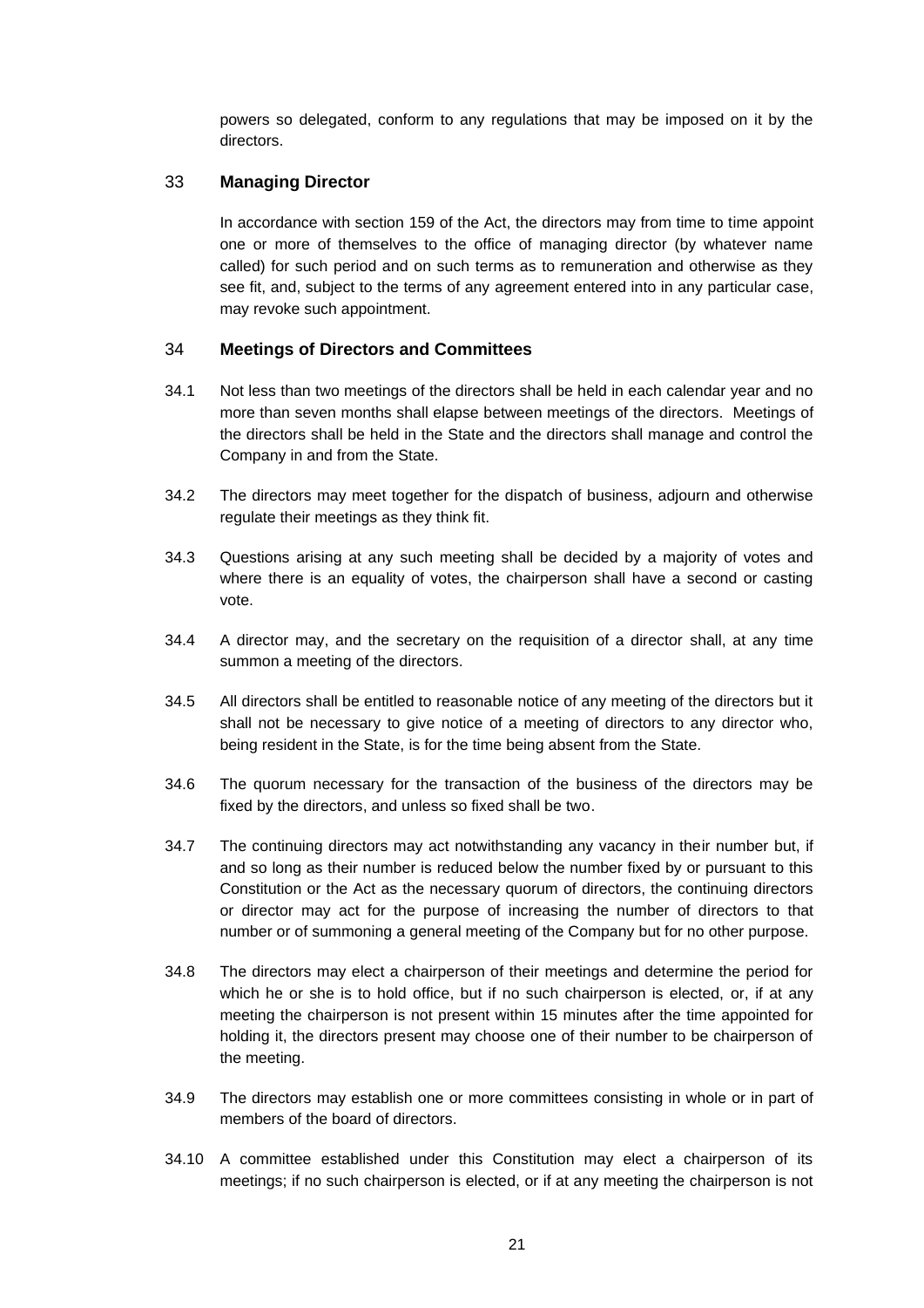powers so delegated, conform to any regulations that may be imposed on it by the directors.

## 33 Managing Director

In accordance with section 159 of the Act, the directors may from time to time appoint one or more of themselves to the office of managing director (by whatever name called) for such period and on such terms as to remuneration and otherwise as they see fit, and, subject to the terms of any agreement entered into in any particular case, may revoke such appointment.

## 34 Meetings of Directors and Committees

34.1 Not less than two meetings of the directors shall be held in each calendar year and no more than seven months shall elapse between meetings of the directors. Meetings of the directors shall be held in the State and the directors shall manage and control the Company in and from the State.

34.2 The directors may meet together for the dispatch of business, adjourn and otherwise regulate their meetings as they think fit.

34.3 Questions arising at any such meeting shall be decided by a majority of votes and where there is an equality of votes, the chairperson shall have a second or casting vote.

34.4 A director may, and the secretary on the requisition of a director shall, at any time summon a meeting of the directors.

34.5 All directors shall be entitled to reasonable notice of any meeting of the directors but it shall not be necessary to give notice of a meeting of directors to any director who, being resident in the State, is for the time being absent from the State.

34.6 The quorum necessary for the transaction of the business of the directors may be fixed by the directors, and unless so fixed shall be two.

34.7 The continuing directors may act notwithstanding any vacancy in their number but, if and so long as their number is reduced below the number fixed by or pursuant to this Constitution or the Act as the necessary quorum of directors, the continuing directors or director may act for the purpose of increasing the number of directors to that number or of summoning a general meeting of the Company but for no other purpose.

34.8 The directors may elect a chairperson of their meetings and determine the period for which he or she is to hold office, but if no such chairperson is elected, or, if at any meeting the chairperson is not present within 15 minutes after the time appointed for holding it, the directors present may choose one of their number to be chairperson of the meeting.

34.9 The directors may establish one or more committees consisting in whole or in part of members of the board of directors.

34.10 A committee established under this Constitution may elect a chairperson of its meetings; if no such chairperson is elected, or if at any meeting the chairperson is not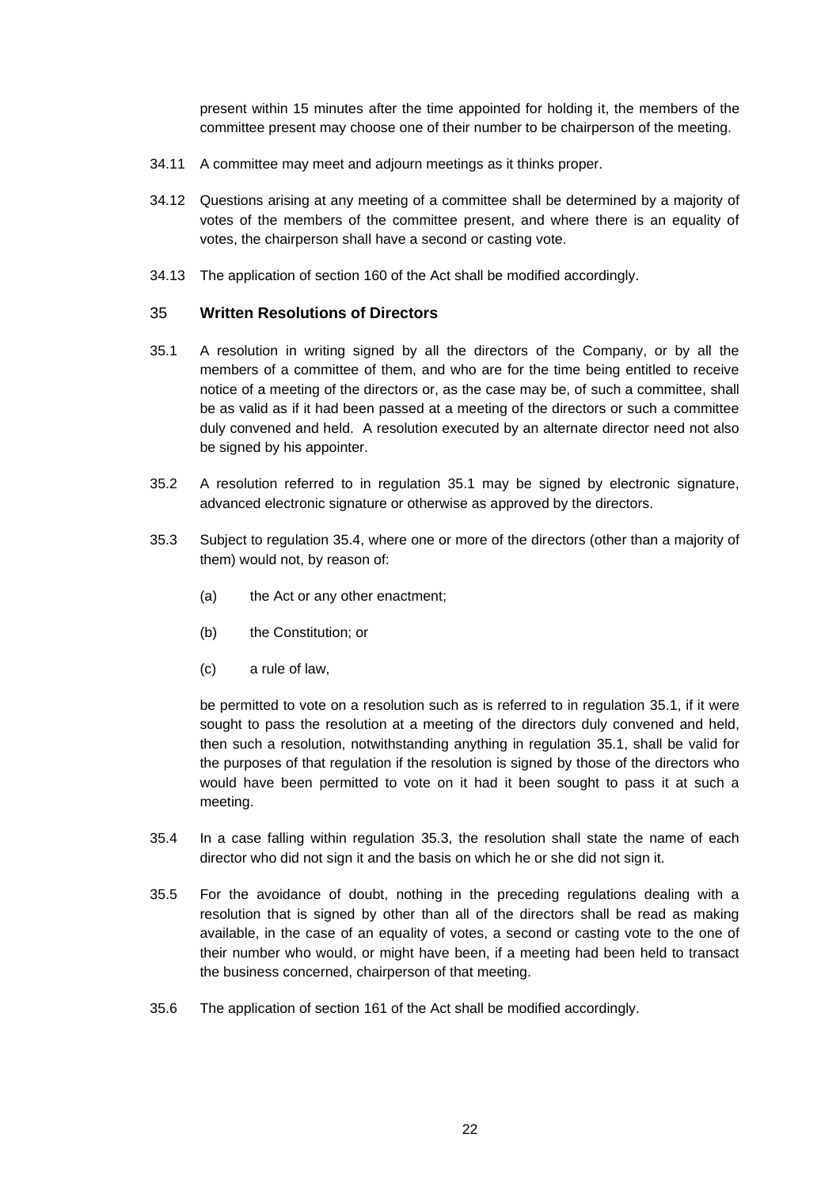present within 15 minutes after the time appointed for holding it, the members of the committee present may choose one of their number to be chairperson of the meeting.

34.11 A committee may meet and adjourn meetings as it thinks proper.

34.12 Questions arising at any meeting of a committee shall be determined by a majority of votes of the members of the committee present, and where there is an equality of votes, the chairperson shall have a second or casting vote.

34.13 The application of section 160 of the Act shall be modified accordingly.

## 35 Written Resolutions of Directors

35.1 A resolution in writing signed by all the directors of the Company, or by all the members of a committee of them, and who are for the time being entitled to receive notice of a meeting of the directors or, as the case may be, of such a committee, shall be as valid as if it had been passed at a meeting of the directors or such a committee duly convened and held. A resolution executed by an alternate director need not also be signed by his appointer.

35.2 A resolution referred to in regulation 35.1 may be signed by electronic signature, advanced electronic signature or otherwise as approved by the directors.

35.3 Subject to regulation 35.4, where one or more of the directors (other than a majority of them) would not, by reason of:

(a) the Act or any other enactment;

(b) the Constitution; or

(c) a rule of law,

be permitted to vote on a resolution such as is referred to in regulation 35.1, if it were sought to pass the resolution at a meeting of the directors duly convened and held, then such a resolution, notwithstanding anything in regulation 35.1, shall be valid for the purposes of that regulation if the resolution is signed by those of the directors who would have been permitted to vote on it had it been sought to pass it at such a meeting.

35.4 In a case falling within regulation 35.3, the resolution shall state the name of each director who did not sign it and the basis on which he or she did not sign it.

35.5 For the avoidance of doubt, nothing in the preceding regulations dealing with a resolution that is signed by other than all of the directors shall be read as making available, in the case of an equality of votes, a second or casting vote to the one of their number who would, or might have been, if a meeting had been held to transact the business concerned, chairperson of that meeting.

35.6 The application of section 161 of the Act shall be modified accordingly.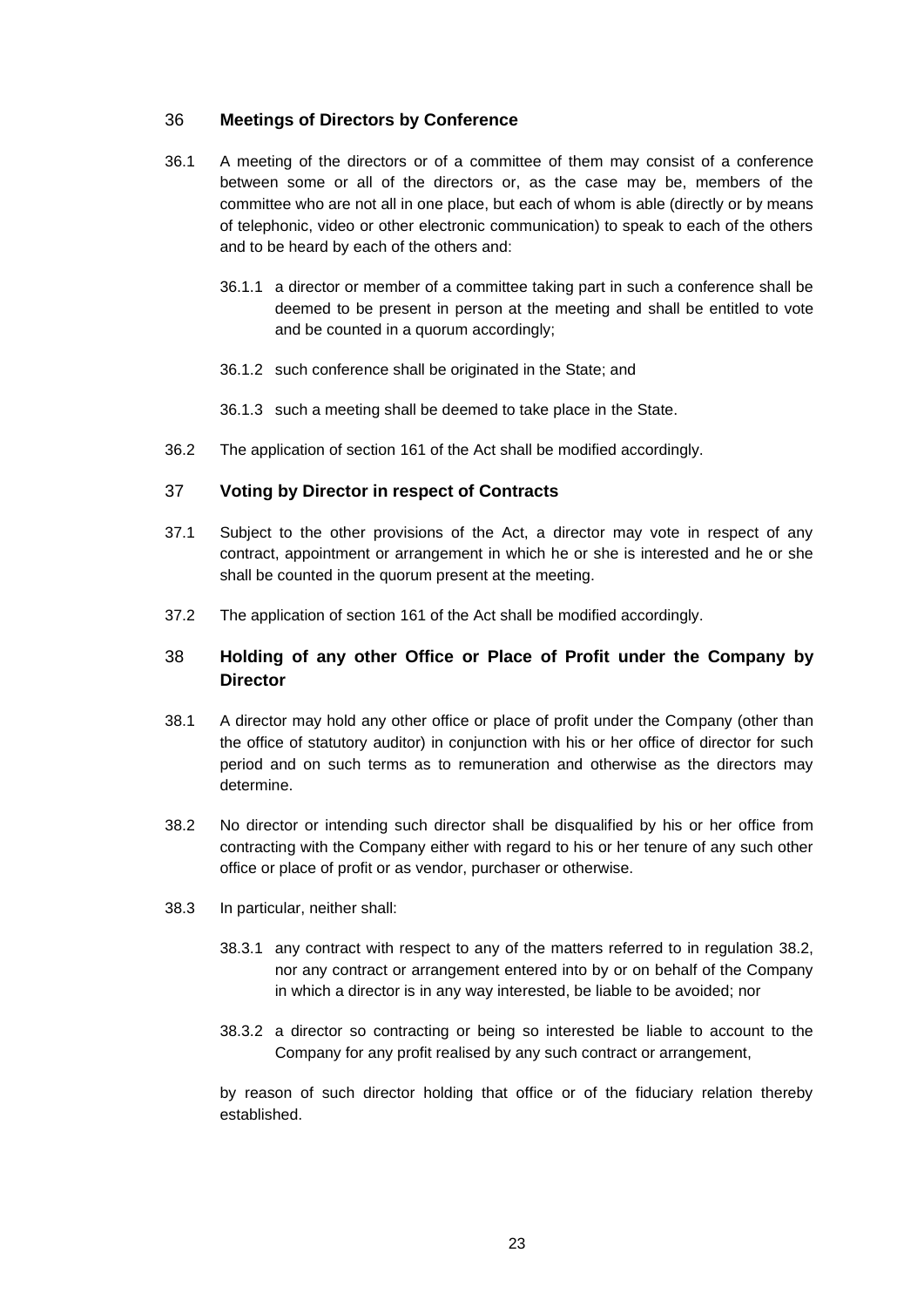## 36 Meetings of Directors by Conference

36.1 A meeting of the directors or of a committee of them may consist of a conference between some or all of the directors or, as the case may be, members of the committee who are not all in one place, but each of whom is able (directly or by means of telephonic, video or other electronic communication) to speak to each of the others and to be heard by each of the others and:

36.1.1 a director or member of a committee taking part in such a conference shall be deemed to be present in person at the meeting and shall be entitled to vote and be counted in a quorum accordingly;

36.1.2 such conference shall be originated in the State; and

36.1.3 such a meeting shall be deemed to take place in the State.

36.2 The application of section 161 of the Act shall be modified accordingly.

## 37 Voting by Director in respect of Contracts

37.1 Subject to the other provisions of the Act, a director may vote in respect of any contract, appointment or arrangement in which he or she is interested and he or she shall be counted in the quorum present at the meeting.

37.2 The application of section 161 of the Act shall be modified accordingly.

## 38 Holding of any other Office or Place of Profit under the Company by Director

38.1 A director may hold any other office or place of profit under the Company (other than the office of statutory auditor) in conjunction with his or her office of director for such period and on such terms as to remuneration and otherwise as the directors may determine.

38.2 No director or intending such director shall be disqualified by his or her office from contracting with the Company either with regard to his or her tenure of any such other office or place of profit or as vendor, purchaser or otherwise.

38.3 In particular, neither shall:

38.3.1 any contract with respect to any of the matters referred to in regulation 38.2, nor any contract or arrangement entered into by or on behalf of the Company in which a director is in any way interested, be liable to be avoided; nor

38.3.2 a director so contracting or being so interested be liable to account to the Company for any profit realised by any such contract or arrangement,

by reason of such director holding that office or of the fiduciary relation thereby established.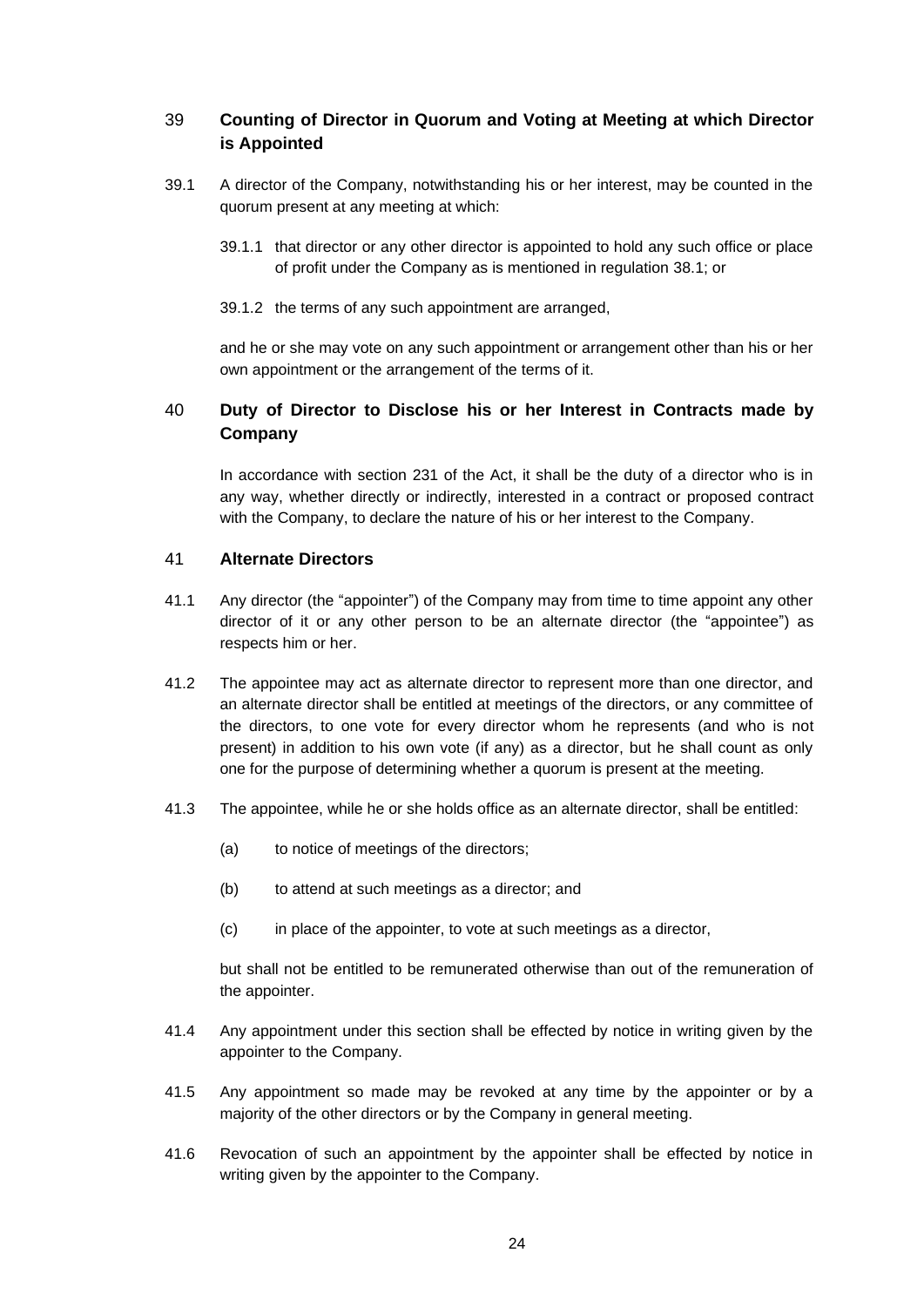## 39 Counting of Director in Quorum and Voting at Meeting at which Director is Appointed

39.1 A director of the Company, notwithstanding his or her interest, may be counted in the quorum present at any meeting at which:

39.1.1 that director or any other director is appointed to hold any such office or place of profit under the Company as is mentioned in regulation 38.1; or

39.1.2 the terms of any such appointment are arranged,

and he or she may vote on any such appointment or arrangement other than his or her own appointment or the arrangement of the terms of it.

## 40 Duty of Director to Disclose his or her Interest in Contracts made by Company

In accordance with section 231 of the Act, it shall be the duty of a director who is in any way, whether directly or indirectly, interested in a contract or proposed contract with the Company, to declare the nature of his or her interest to the Company.

## 41 Alternate Directors

41.1 Any director (the "appointer") of the Company may from time to time appoint any other director of it or any other person to be an alternate director (the "appointee") as respects him or her.

41.2 The appointee may act as alternate director to represent more than one director, and an alternate director shall be entitled at meetings of the directors, or any committee of the directors, to one vote for every director whom he represents (and who is not present) in addition to his own vote (if any) as a director, but he shall count as only one for the purpose of determining whether a quorum is present at the meeting.

41.3 The appointee, while he or she holds office as an alternate director, shall be entitled:

(a) to notice of meetings of the directors;

(b) to attend at such meetings as a director; and

(c) in place of the appointer, to vote at such meetings as a director,

but shall not be entitled to be remunerated otherwise than out of the remuneration of the appointer.

41.4 Any appointment under this section shall be effected by notice in writing given by the appointer to the Company.

41.5 Any appointment so made may be revoked at any time by the appointer or by a majority of the other directors or by the Company in general meeting.

41.6 Revocation of such an appointment by the appointer shall be effected by notice in writing given by the appointer to the Company.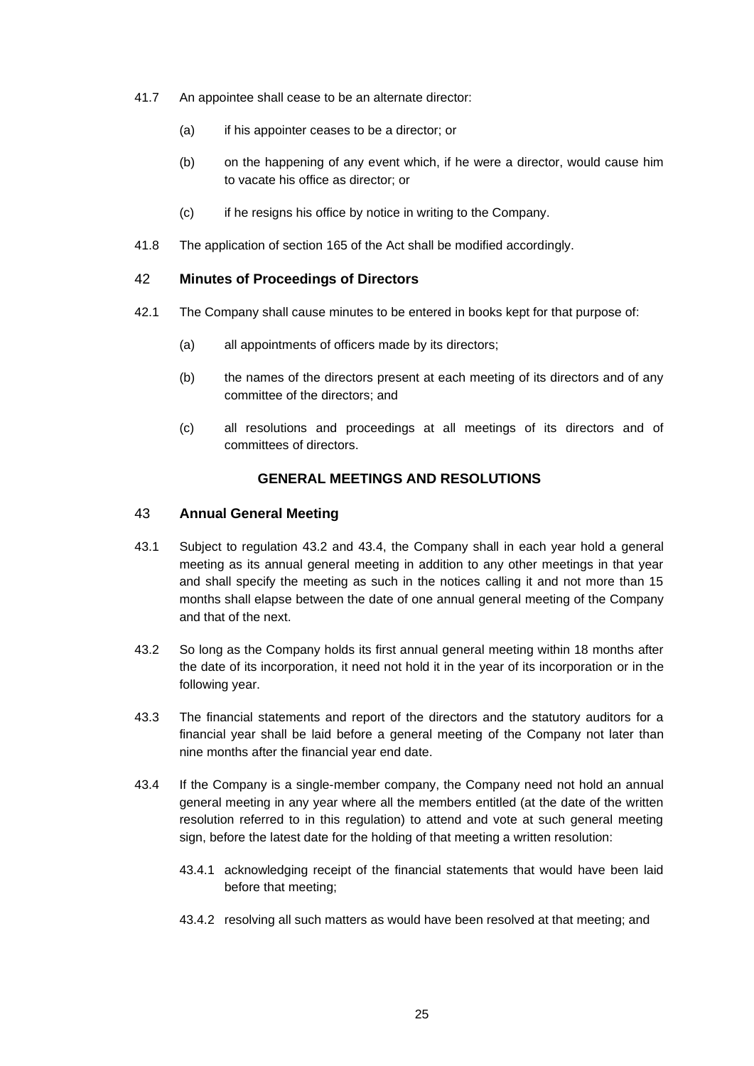41.7 An appointee shall cease to be an alternate director:

(a) if his appointer ceases to be a director; or

(b) on the happening of any event which, if he were a director, would cause him to vacate his office as director; or

(c) if he resigns his office by notice in writing to the Company.

41.8 The application of section 165 of the Act shall be modified accordingly.

## 42 Minutes of Proceedings of Directors

42.1 The Company shall cause minutes to be entered in books kept for that purpose of:

(a) all appointments of officers made by its directors;

(b) the names of the directors present at each meeting of its directors and of any committee of the directors; and

(c) all resolutions and proceedings at all meetings of its directors and of committees of directors.

# GENERAL MEETINGS AND RESOLUTIONS

## 43 Annual General Meeting

43.1 Subject to regulation 43.2 and 43.4, the Company shall in each year hold a general meeting as its annual general meeting in addition to any other meetings in that year and shall specify the meeting as such in the notices calling it and not more than 15 months shall elapse between the date of one annual general meeting of the Company and that of the next.

43.2 So long as the Company holds its first annual general meeting within 18 months after the date of its incorporation, it need not hold it in the year of its incorporation or in the following year.

43.3 The financial statements and report of the directors and the statutory auditors for a financial year shall be laid before a general meeting of the Company not later than nine months after the financial year end date.

43.4 If the Company is a single-member company, the Company need not hold an annual general meeting in any year where all the members entitled (at the date of the written resolution referred to in this regulation) to attend and vote at such general meeting sign, before the latest date for the holding of that meeting a written resolution:

43.4.1 acknowledging receipt of the financial statements that would have been laid before that meeting;

43.4.2 resolving all such matters as would have been resolved at that meeting; and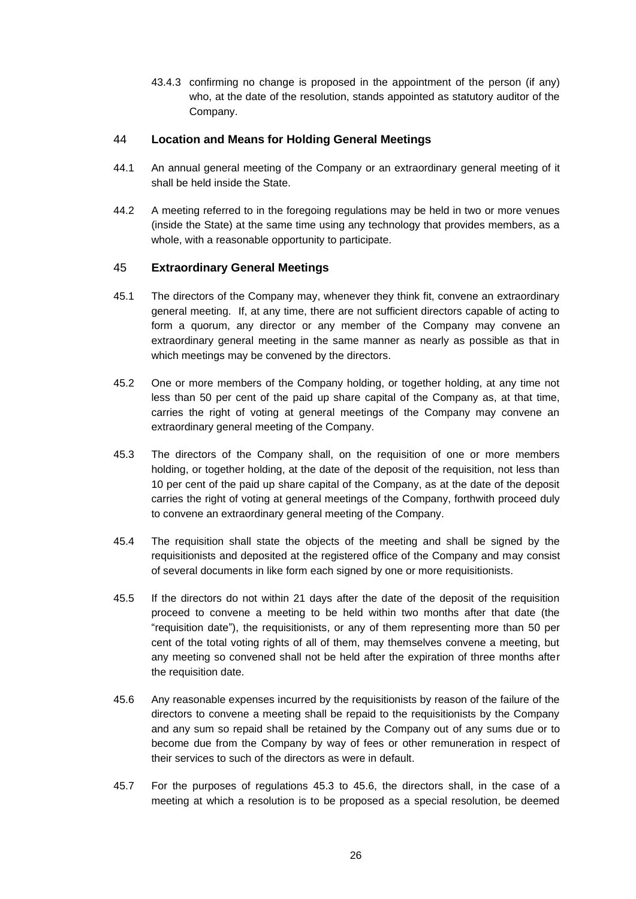43.4.3 confirming no change is proposed in the appointment of the person (if any) who, at the date of the resolution, stands appointed as statutory auditor of the Company.

## 44 Location and Means for Holding General Meetings

44.1 An annual general meeting of the Company or an extraordinary general meeting of it shall be held inside the State.

44.2 A meeting referred to in the foregoing regulations may be held in two or more venues (inside the State) at the same time using any technology that provides members, as a whole, with a reasonable opportunity to participate.

## 45 Extraordinary General Meetings

45.1 The directors of the Company may, whenever they think fit, convene an extraordinary general meeting. If, at any time, there are not sufficient directors capable of acting to form a quorum, any director or any member of the Company may convene an extraordinary general meeting in the same manner as nearly as possible as that in which meetings may be convened by the directors.

45.2 One or more members of the Company holding, or together holding, at any time not less than 50 per cent of the paid up share capital of the Company as, at that time, carries the right of voting at general meetings of the Company may convene an extraordinary general meeting of the Company.

45.3 The directors of the Company shall, on the requisition of one or more members holding, or together holding, at the date of the deposit of the requisition, not less than 10 per cent of the paid up share capital of the Company, as at the date of the deposit carries the right of voting at general meetings of the Company, forthwith proceed duly to convene an extraordinary general meeting of the Company.

45.4 The requisition shall state the objects of the meeting and shall be signed by the requisitionists and deposited at the registered office of the Company and may consist of several documents in like form each signed by one or more requisitionists.

45.5 If the directors do not within 21 days after the date of the deposit of the requisition proceed to convene a meeting to be held within two months after that date (the "requisition date"), the requisitionists, or any of them representing more than 50 per cent of the total voting rights of all of them, may themselves convene a meeting, but any meeting so convened shall not be held after the expiration of three months after the requisition date.

45.6 Any reasonable expenses incurred by the requisitionists by reason of the failure of the directors to convene a meeting shall be repaid to the requisitionists by the Company and any sum so repaid shall be retained by the Company out of any sums due or to become due from the Company by way of fees or other remuneration in respect of their services to such of the directors as were in default.

45.7 For the purposes of regulations 45.3 to 45.6, the directors shall, in the case of a meeting at which a resolution is to be proposed as a special resolution, be deemed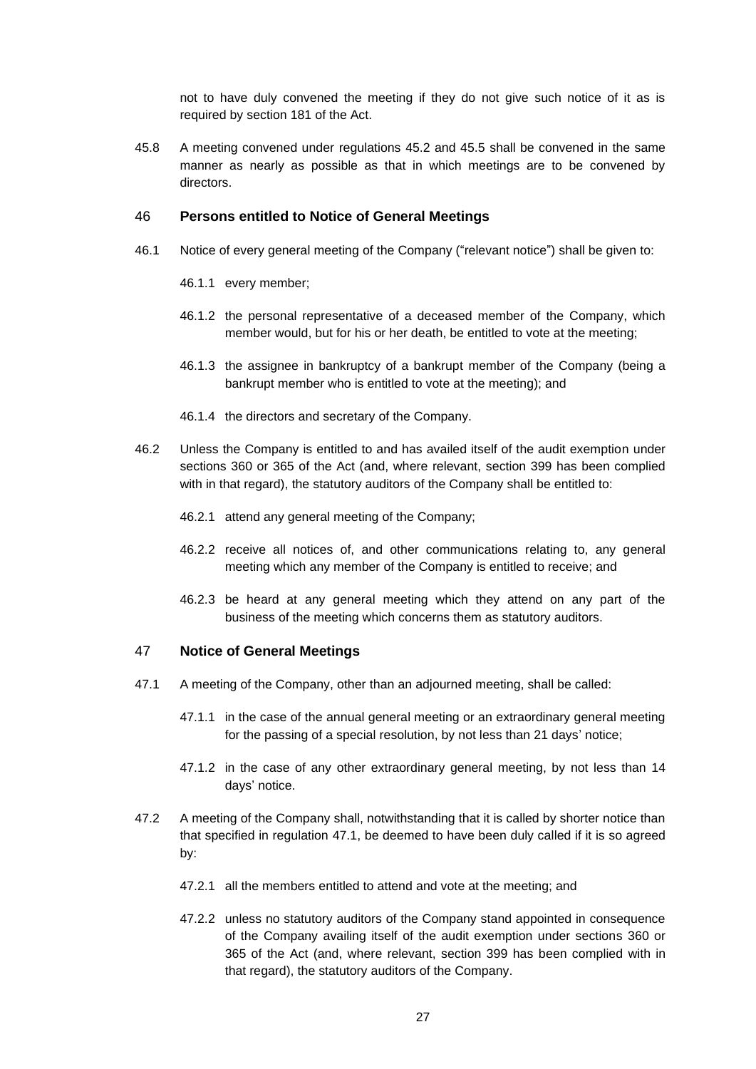not to have duly convened the meeting if they do not give such notice of it as is required by section 181 of the Act.

45.8 A meeting convened under regulations 45.2 and 45.5 shall be convened in the same manner as nearly as possible as that in which meetings are to be convened by directors.

## 46 Persons entitled to Notice of General Meetings

46.1 Notice of every general meeting of the Company ("relevant notice") shall be given to:

46.1.1 every member;

46.1.2 the personal representative of a deceased member of the Company, which member would, but for his or her death, be entitled to vote at the meeting;

46.1.3 the assignee in bankruptcy of a bankrupt member of the Company (being a bankrupt member who is entitled to vote at the meeting); and

46.1.4 the directors and secretary of the Company.

46.2 Unless the Company is entitled to and has availed itself of the audit exemption under sections 360 or 365 of the Act (and, where relevant, section 399 has been complied with in that regard), the statutory auditors of the Company shall be entitled to:

46.2.1 attend any general meeting of the Company;

46.2.2 receive all notices of, and other communications relating to, any general meeting which any member of the Company is entitled to receive; and

46.2.3 be heard at any general meeting which they attend on any part of the business of the meeting which concerns them as statutory auditors.

## 47 Notice of General Meetings

47.1 A meeting of the Company, other than an adjourned meeting, shall be called:

47.1.1 in the case of the annual general meeting or an extraordinary general meeting for the passing of a special resolution, by not less than 21 days' notice;

47.1.2 in the case of any other extraordinary general meeting, by not less than 14 days' notice.

47.2 A meeting of the Company shall, notwithstanding that it is called by shorter notice than that specified in regulation 47.1, be deemed to have been duly called if it is so agreed by:

47.2.1 all the members entitled to attend and vote at the meeting; and

47.2.2 unless no statutory auditors of the Company stand appointed in consequence of the Company availing itself of the audit exemption under sections 360 or 365 of the Act (and, where relevant, section 399 has been complied with in that regard), the statutory auditors of the Company.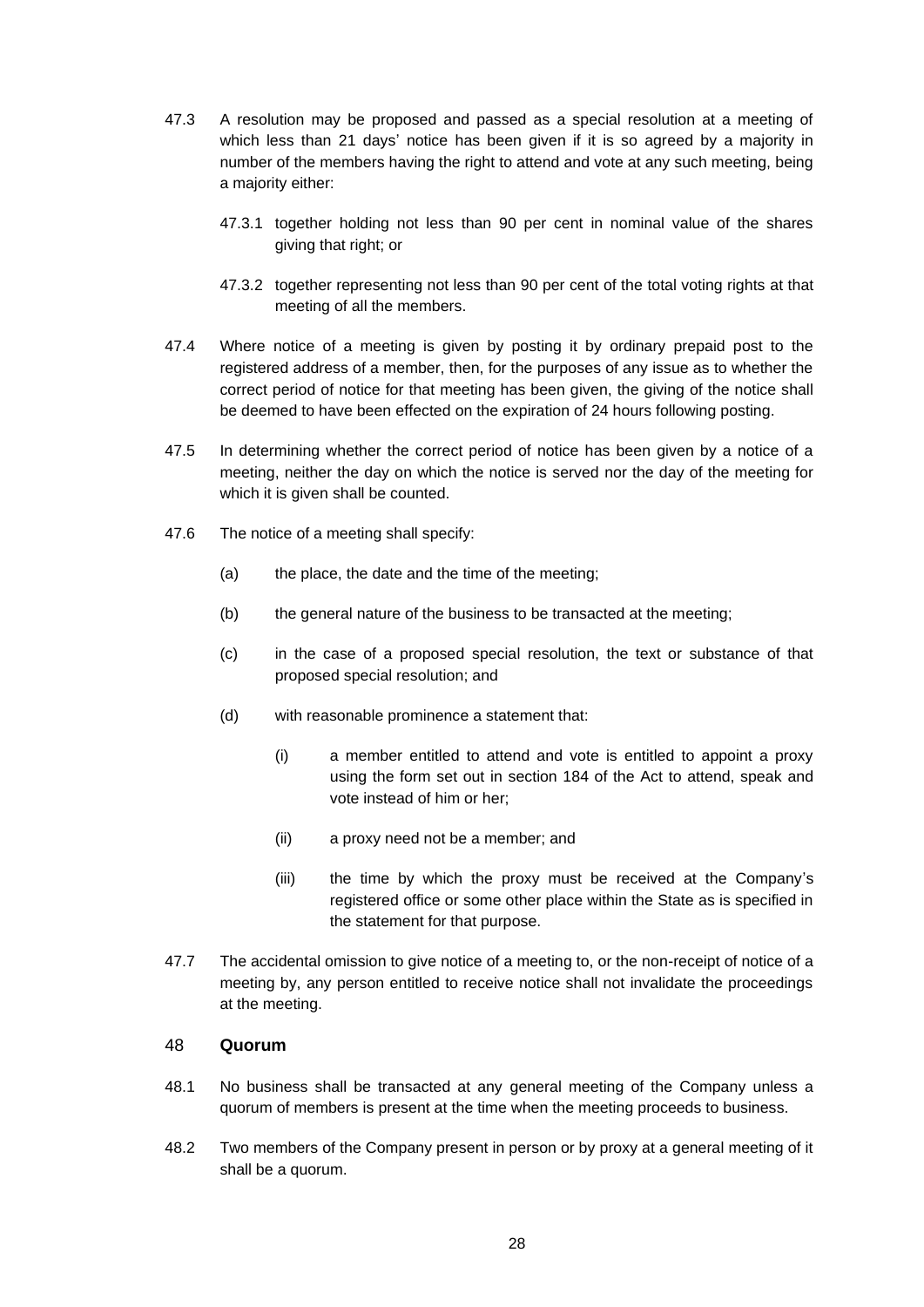47.3 A resolution may be proposed and passed as a special resolution at a meeting of which less than 21 days' notice has been given if it is so agreed by a majority in number of the members having the right to attend and vote at any such meeting, being a majority either:

47.3.1 together holding not less than 90 per cent in nominal value of the shares giving that right; or

47.3.2 together representing not less than 90 per cent of the total voting rights at that meeting of all the members.

47.4 Where notice of a meeting is given by posting it by ordinary prepaid post to the registered address of a member, then, for the purposes of any issue as to whether the correct period of notice for that meeting has been given, the giving of the notice shall be deemed to have been effected on the expiration of 24 hours following posting.

47.5 In determining whether the correct period of notice has been given by a notice of a meeting, neither the day on which the notice is served nor the day of the meeting for which it is given shall be counted.

47.6 The notice of a meeting shall specify:

(a) the place, the date and the time of the meeting;

(b) the general nature of the business to be transacted at the meeting;

(c) in the case of a proposed special resolution, the text or substance of that proposed special resolution; and

(d) with reasonable prominence a statement that:

(i) a member entitled to attend and vote is entitled to appoint a proxy using the form set out in section 184 of the Act to attend, speak and vote instead of him or her;

(ii) a proxy need not be a member; and

(iii) the time by which the proxy must be received at the Company's registered office or some other place within the State as is specified in the statement for that purpose.

47.7 The accidental omission to give notice of a meeting to, or the non-receipt of notice of a meeting by, any person entitled to receive notice shall not invalidate the proceedings at the meeting.

## 48 Quorum

48.1 No business shall be transacted at any general meeting of the Company unless a quorum of members is present at the time when the meeting proceeds to business.

48.2 Two members of the Company present in person or by proxy at a general meeting of it shall be a quorum.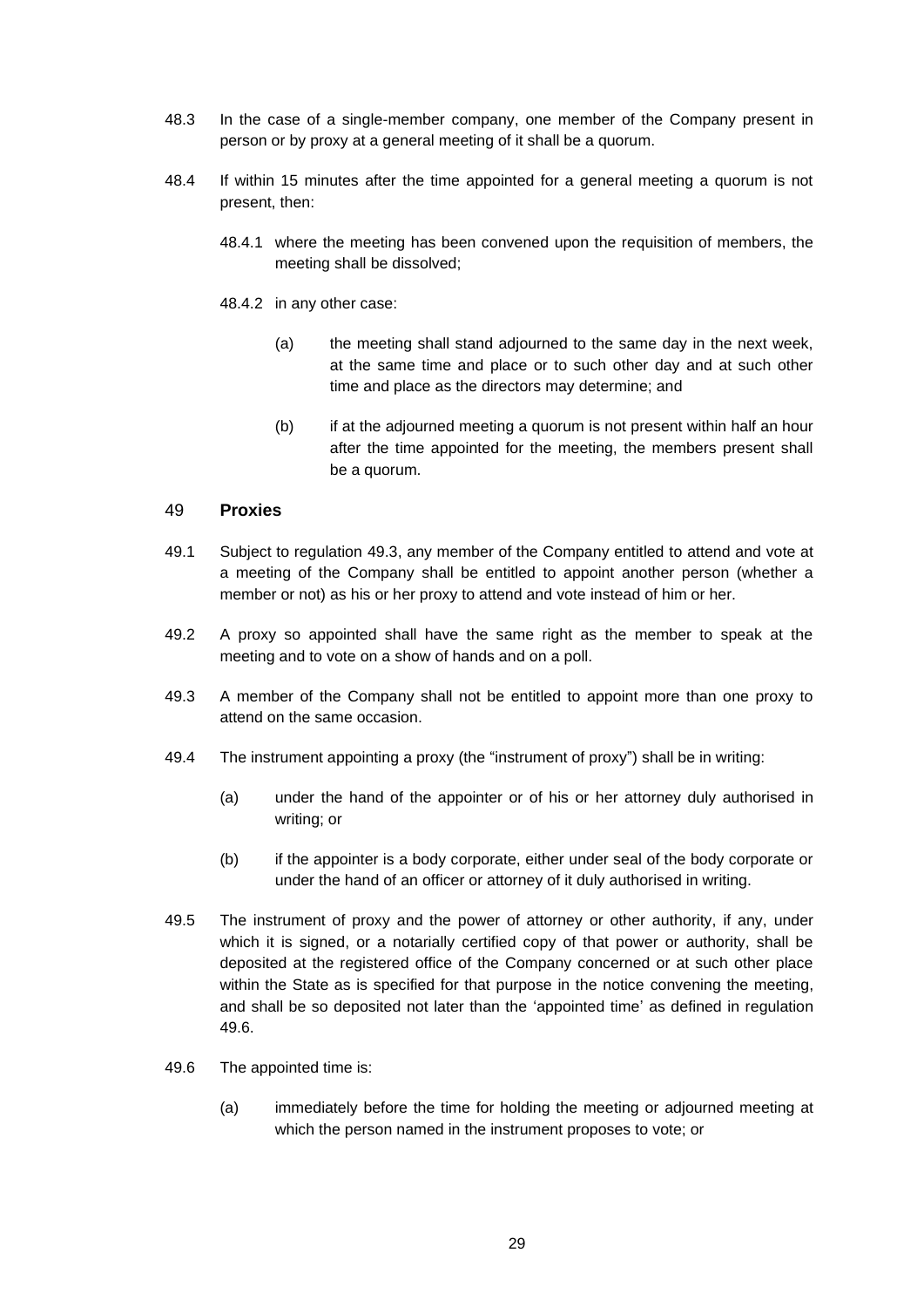48.3 In the case of a single-member company, one member of the Company present in person or by proxy at a general meeting of it shall be a quorum.

48.4 If within 15 minutes after the time appointed for a general meeting a quorum is not present, then:

48.4.1 where the meeting has been convened upon the requisition of members, the meeting shall be dissolved;

48.4.2 in any other case:

(a) the meeting shall stand adjourned to the same day in the next week, at the same time and place or to such other day and at such other time and place as the directors may determine; and

(b) if at the adjourned meeting a quorum is not present within half an hour after the time appointed for the meeting, the members present shall be a quorum.

## 49 Proxies

49.1 Subject to regulation 49.3, any member of the Company entitled to attend and vote at a meeting of the Company shall be entitled to appoint another person (whether a member or not) as his or her proxy to attend and vote instead of him or her.

49.2 A proxy so appointed shall have the same right as the member to speak at the meeting and to vote on a show of hands and on a poll.

49.3 A member of the Company shall not be entitled to appoint more than one proxy to attend on the same occasion.

49.4 The instrument appointing a proxy (the "instrument of proxy") shall be in writing:

(a) under the hand of the appointer or of his or her attorney duly authorised in writing; or

(b) if the appointer is a body corporate, either under seal of the body corporate or under the hand of an officer or attorney of it duly authorised in writing.

49.5 The instrument of proxy and the power of attorney or other authority, if any, under which it is signed, or a notarially certified copy of that power or authority, shall be deposited at the registered office of the Company concerned or at such other place within the State as is specified for that purpose in the notice convening the meeting, and shall be so deposited not later than the 'appointed time' as defined in regulation 49.6.

49.6 The appointed time is:

(a) immediately before the time for holding the meeting or adjourned meeting at which the person named in the instrument proposes to vote; or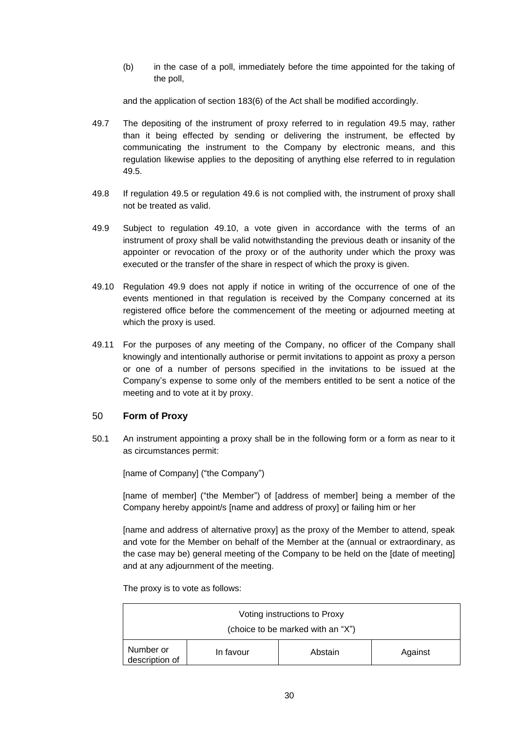(b) in the case of a poll, immediately before the time appointed for the taking of the poll,

and the application of section 183(6) of the Act shall be modified accordingly.

49.7 The depositing of the instrument of proxy referred to in regulation 49.5 may, rather than it being effected by sending or delivering the instrument, be effected by communicating the instrument to the Company by electronic means, and this regulation likewise applies to the depositing of anything else referred to in regulation 49.5.

49.8 If regulation 49.5 or regulation 49.6 is not complied with, the instrument of proxy shall not be treated as valid.

49.9 Subject to regulation 49.10, a vote given in accordance with the terms of an instrument of proxy shall be valid notwithstanding the previous death or insanity of the appointer or revocation of the proxy or of the authority under which the proxy was executed or the transfer of the share in respect of which the proxy is given.

49.10 Regulation 49.9 does not apply if notice in writing of the occurrence of one of the events mentioned in that regulation is received by the Company concerned at its registered office before the commencement of the meeting or adjourned meeting at which the proxy is used.

49.11 For the purposes of any meeting of the Company, no officer of the Company shall knowingly and intentionally authorise or permit invitations to appoint as proxy a person or one of a number of persons specified in the invitations to be issued at the Company's expense to some only of the members entitled to be sent a notice of the meeting and to vote at it by proxy.

## 50 Form of Proxy

50.1 An instrument appointing a proxy shall be in the following form or a form as near to it as circumstances permit:

[name of Company] ("the Company")

[name of member] ("the Member") of [address of member] being a member of the Company hereby appoint/s [name and address of proxy] or failing him or her

[name and address of alternative proxy] as the proxy of the Member to attend, speak and vote for the Member on behalf of the Member at the (annual or extraordinary, as the case may be) general meeting of the Company to be held on the [date of meeting] and at any adjournment of the meeting.

The proxy is to vote as follows:

| Voting instructions to Proxy (choice to be marked with an "X") | | | |
|---|---|---|---|
| Number or description of | In favour | Abstain | Against |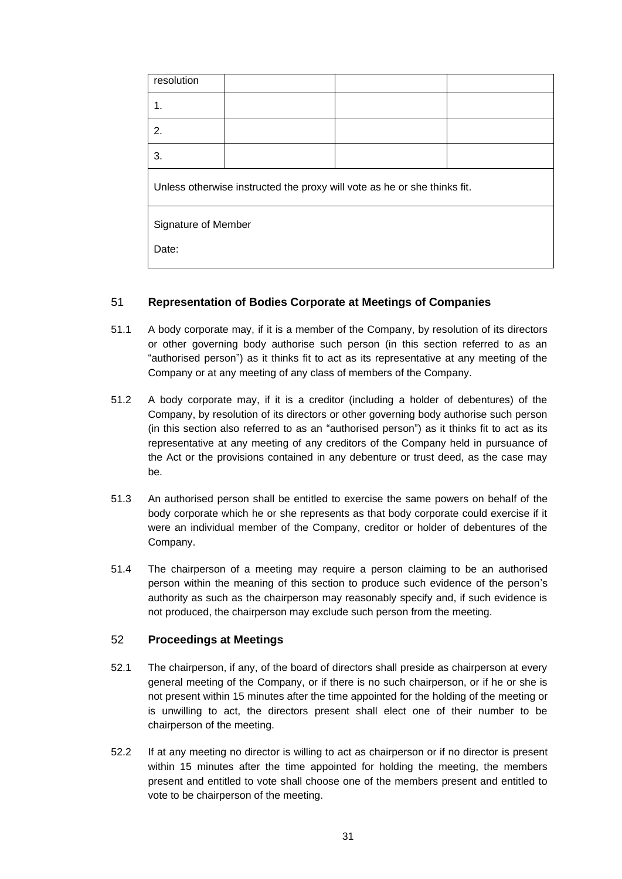| resolution | | | |
|---|---|---|---|
| 1. | | | |
| 2. | | | |
| 3. | | | |
| Unless otherwise instructed the proxy will vote as he or she thinks fit. | | | |
| Signature of Member<br><br>Date: | | | |

## 51 Representation of Bodies Corporate at Meetings of Companies

51.1 A body corporate may, if it is a member of the Company, by resolution of its directors or other governing body authorise such person (in this section referred to as an "authorised person") as it thinks fit to act as its representative at any meeting of the Company or at any meeting of any class of members of the Company.

51.2 A body corporate may, if it is a creditor (including a holder of debentures) of the Company, by resolution of its directors or other governing body authorise such person (in this section also referred to as an "authorised person") as it thinks fit to act as its representative at any meeting of any creditors of the Company held in pursuance of the Act or the provisions contained in any debenture or trust deed, as the case may be.

51.3 An authorised person shall be entitled to exercise the same powers on behalf of the body corporate which he or she represents as that body corporate could exercise if it were an individual member of the Company, creditor or holder of debentures of the Company.

51.4 The chairperson of a meeting may require a person claiming to be an authorised person within the meaning of this section to produce such evidence of the person's authority as such as the chairperson may reasonably specify and, if such evidence is not produced, the chairperson may exclude such person from the meeting.

## 52 Proceedings at Meetings

52.1 The chairperson, if any, of the board of directors shall preside as chairperson at every general meeting of the Company, or if there is no such chairperson, or if he or she is not present within 15 minutes after the time appointed for the holding of the meeting or is unwilling to act, the directors present shall elect one of their number to be chairperson of the meeting.

52.2 If at any meeting no director is willing to act as chairperson or if no director is present within 15 minutes after the time appointed for holding the meeting, the members present and entitled to vote shall choose one of the members present and entitled to vote to be chairperson of the meeting.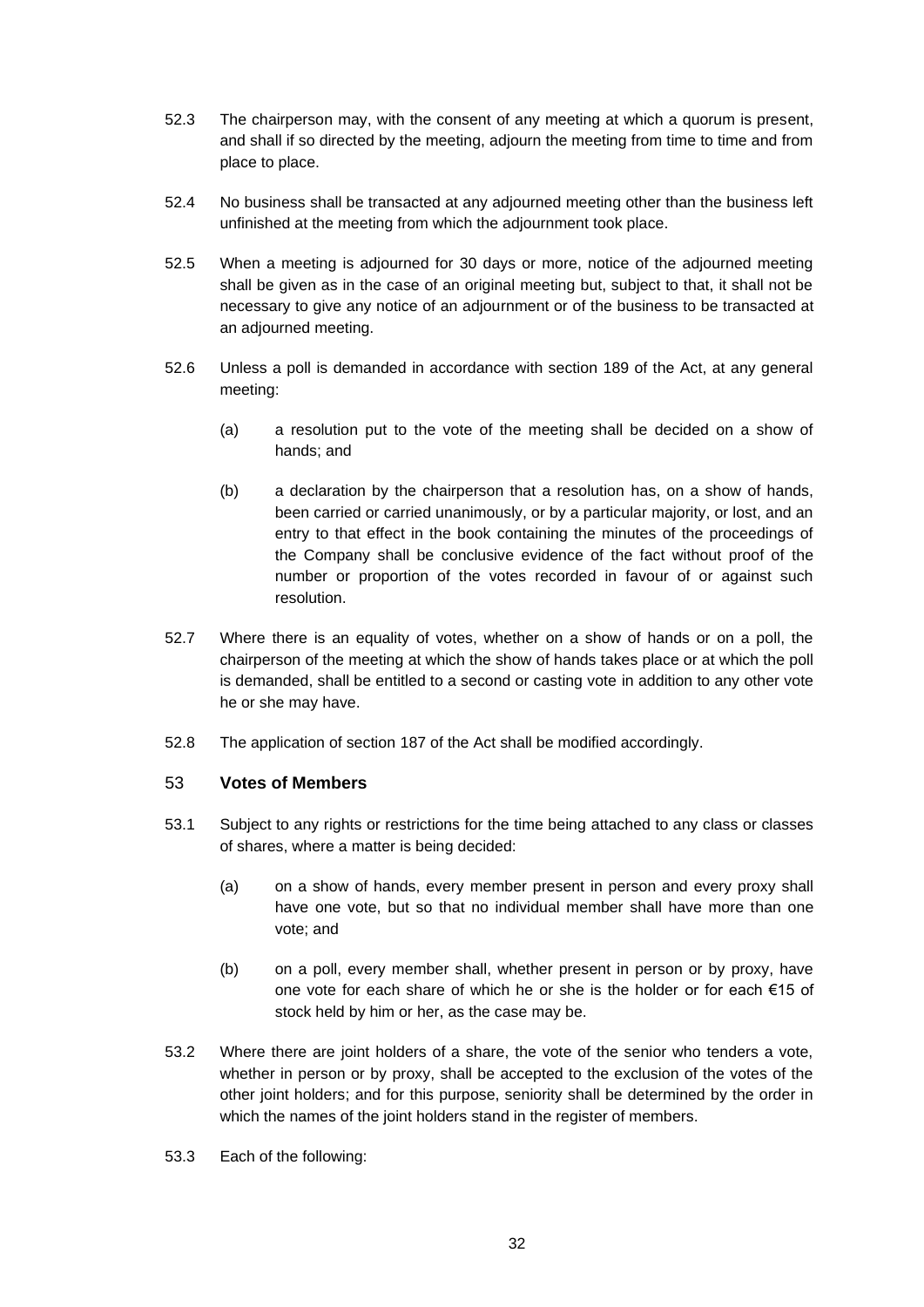52.3 The chairperson may, with the consent of any meeting at which a quorum is present, and shall if so directed by the meeting, adjourn the meeting from time to time and from place to place.

52.4 No business shall be transacted at any adjourned meeting other than the business left unfinished at the meeting from which the adjournment took place.

52.5 When a meeting is adjourned for 30 days or more, notice of the adjourned meeting shall be given as in the case of an original meeting but, subject to that, it shall not be necessary to give any notice of an adjournment or of the business to be transacted at an adjourned meeting.

52.6 Unless a poll is demanded in accordance with section 189 of the Act, at any general meeting:

(a) a resolution put to the vote of the meeting shall be decided on a show of hands; and

(b) a declaration by the chairperson that a resolution has, on a show of hands, been carried or carried unanimously, or by a particular majority, or lost, and an entry to that effect in the book containing the minutes of the proceedings of the Company shall be conclusive evidence of the fact without proof of the number or proportion of the votes recorded in favour of or against such resolution.

52.7 Where there is an equality of votes, whether on a show of hands or on a poll, the chairperson of the meeting at which the show of hands takes place or at which the poll is demanded, shall be entitled to a second or casting vote in addition to any other vote he or she may have.

52.8 The application of section 187 of the Act shall be modified accordingly.

## 53 Votes of Members

53.1 Subject to any rights or restrictions for the time being attached to any class or classes of shares, where a matter is being decided:

(a) on a show of hands, every member present in person and every proxy shall have one vote, but so that no individual member shall have more than one vote; and

(b) on a poll, every member shall, whether present in person or by proxy, have one vote for each share of which he or she is the holder or for each €15 of stock held by him or her, as the case may be.

53.2 Where there are joint holders of a share, the vote of the senior who tenders a vote, whether in person or by proxy, shall be accepted to the exclusion of the votes of the other joint holders; and for this purpose, seniority shall be determined by the order in which the names of the joint holders stand in the register of members.

53.3 Each of the following: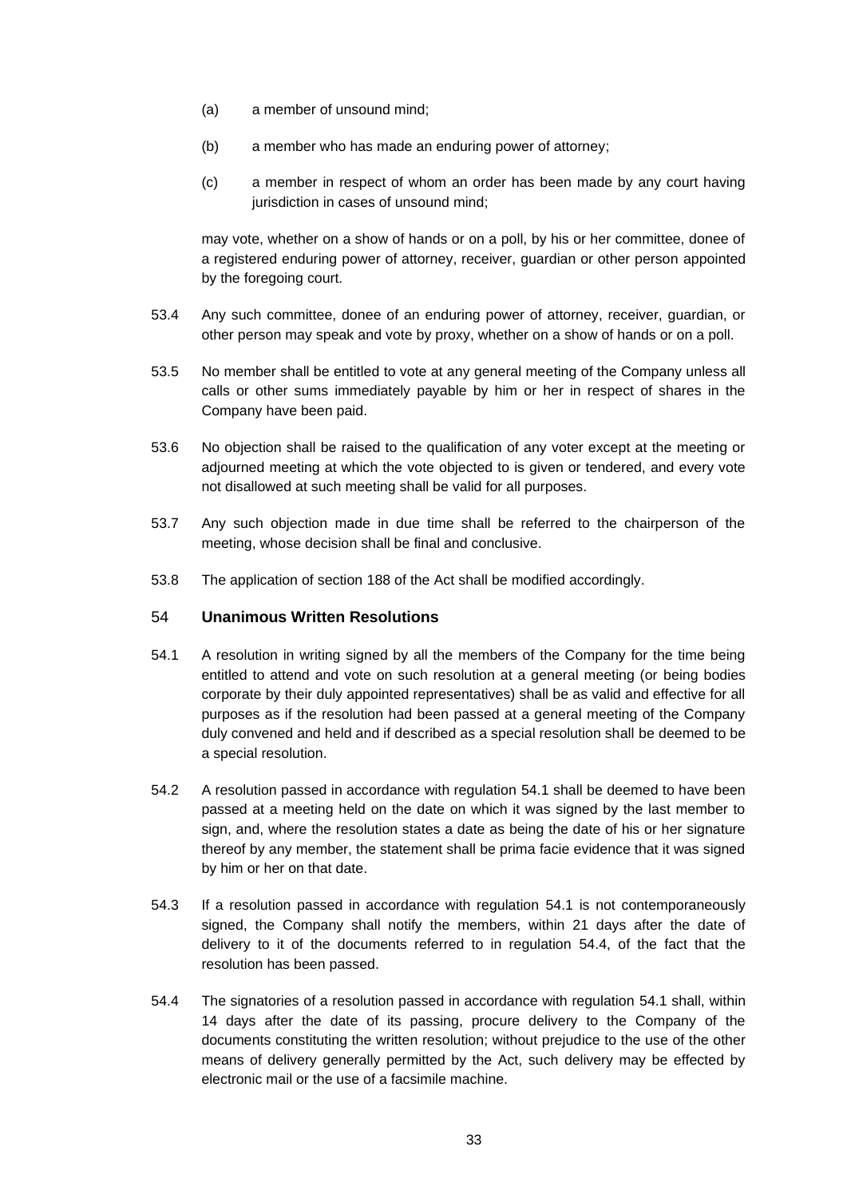(a) a member of unsound mind;

(b) a member who has made an enduring power of attorney;

(c) a member in respect of whom an order has been made by any court having jurisdiction in cases of unsound mind;

may vote, whether on a show of hands or on a poll, by his or her committee, donee of a registered enduring power of attorney, receiver, guardian or other person appointed by the foregoing court.

53.4 Any such committee, donee of an enduring power of attorney, receiver, guardian, or other person may speak and vote by proxy, whether on a show of hands or on a poll.

53.5 No member shall be entitled to vote at any general meeting of the Company unless all calls or other sums immediately payable by him or her in respect of shares in the Company have been paid.

53.6 No objection shall be raised to the qualification of any voter except at the meeting or adjourned meeting at which the vote objected to is given or tendered, and every vote not disallowed at such meeting shall be valid for all purposes.

53.7 Any such objection made in due time shall be referred to the chairperson of the meeting, whose decision shall be final and conclusive.

53.8 The application of section 188 of the Act shall be modified accordingly.

## 54 Unanimous Written Resolutions

54.1 A resolution in writing signed by all the members of the Company for the time being entitled to attend and vote on such resolution at a general meeting (or being bodies corporate by their duly appointed representatives) shall be as valid and effective for all purposes as if the resolution had been passed at a general meeting of the Company duly convened and held and if described as a special resolution shall be deemed to be a special resolution.

54.2 A resolution passed in accordance with regulation 54.1 shall be deemed to have been passed at a meeting held on the date on which it was signed by the last member to sign, and, where the resolution states a date as being the date of his or her signature thereof by any member, the statement shall be prima facie evidence that it was signed by him or her on that date.

54.3 If a resolution passed in accordance with regulation 54.1 is not contemporaneously signed, the Company shall notify the members, within 21 days after the date of delivery to it of the documents referred to in regulation 54.4, of the fact that the resolution has been passed.

54.4 The signatories of a resolution passed in accordance with regulation 54.1 shall, within 14 days after the date of its passing, procure delivery to the Company of the documents constituting the written resolution; without prejudice to the use of the other means of delivery generally permitted by the Act, such delivery may be effected by electronic mail or the use of a facsimile machine.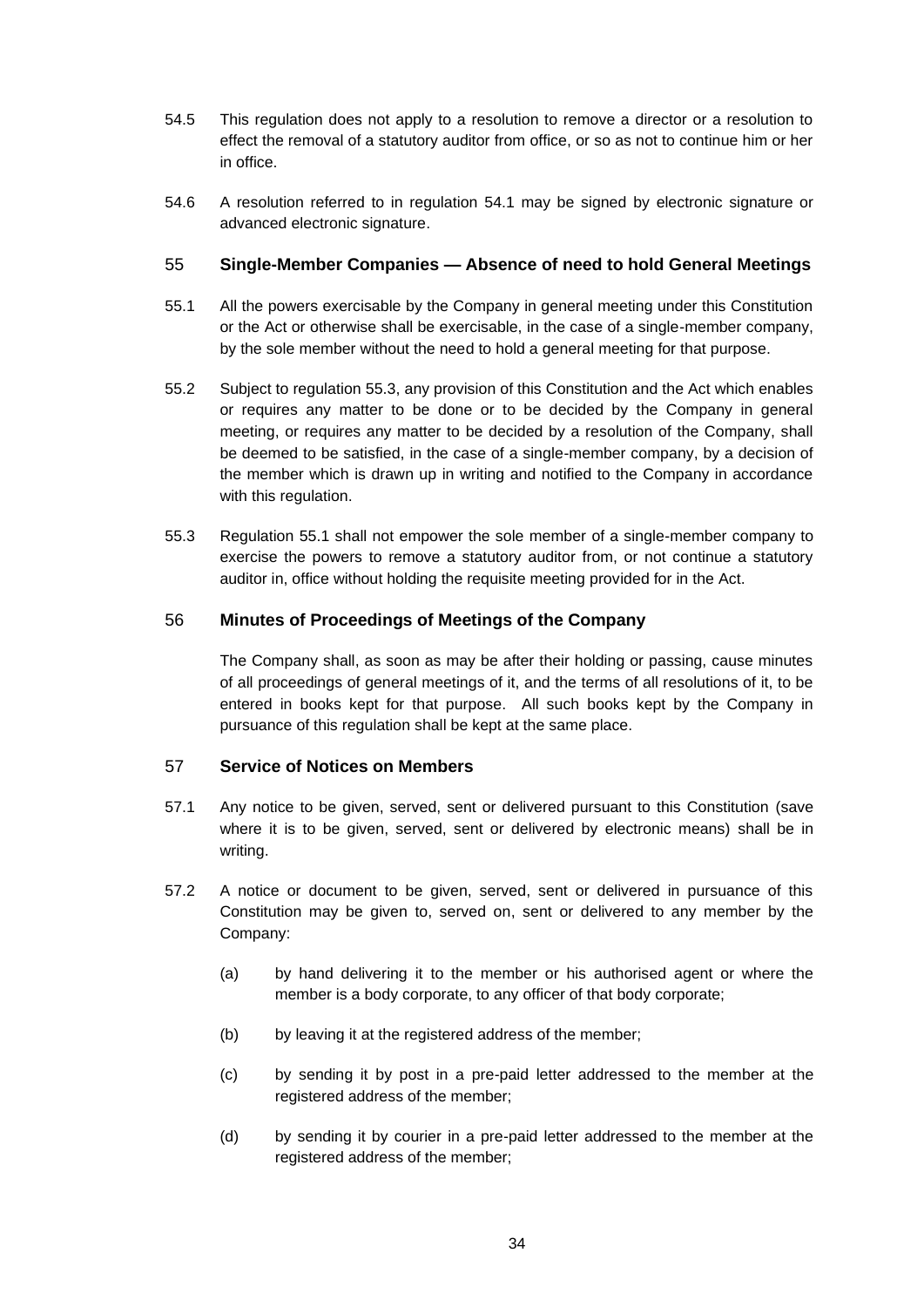54.5 This regulation does not apply to a resolution to remove a director or a resolution to effect the removal of a statutory auditor from office, or so as not to continue him or her in office.

54.6 A resolution referred to in regulation 54.1 may be signed by electronic signature or advanced electronic signature.

## 55 Single-Member Companies — Absence of need to hold General Meetings

55.1 All the powers exercisable by the Company in general meeting under this Constitution or the Act or otherwise shall be exercisable, in the case of a single-member company, by the sole member without the need to hold a general meeting for that purpose.

55.2 Subject to regulation 55.3, any provision of this Constitution and the Act which enables or requires any matter to be done or to be decided by the Company in general meeting, or requires any matter to be decided by a resolution of the Company, shall be deemed to be satisfied, in the case of a single-member company, by a decision of the member which is drawn up in writing and notified to the Company in accordance with this regulation.

55.3 Regulation 55.1 shall not empower the sole member of a single-member company to exercise the powers to remove a statutory auditor from, or not continue a statutory auditor in, office without holding the requisite meeting provided for in the Act.

## 56 Minutes of Proceedings of Meetings of the Company

The Company shall, as soon as may be after their holding or passing, cause minutes of all proceedings of general meetings of it, and the terms of all resolutions of it, to be entered in books kept for that purpose. All such books kept by the Company in pursuance of this regulation shall be kept at the same place.

## 57 Service of Notices on Members

57.1 Any notice to be given, served, sent or delivered pursuant to this Constitution (save where it is to be given, served, sent or delivered by electronic means) shall be in writing.

57.2 A notice or document to be given, served, sent or delivered in pursuance of this Constitution may be given to, served on, sent or delivered to any member by the Company:

(a) by hand delivering it to the member or his authorised agent or where the member is a body corporate, to any officer of that body corporate;

(b) by leaving it at the registered address of the member;

(c) by sending it by post in a pre-paid letter addressed to the member at the registered address of the member;

(d) by sending it by courier in a pre-paid letter addressed to the member at the registered address of the member;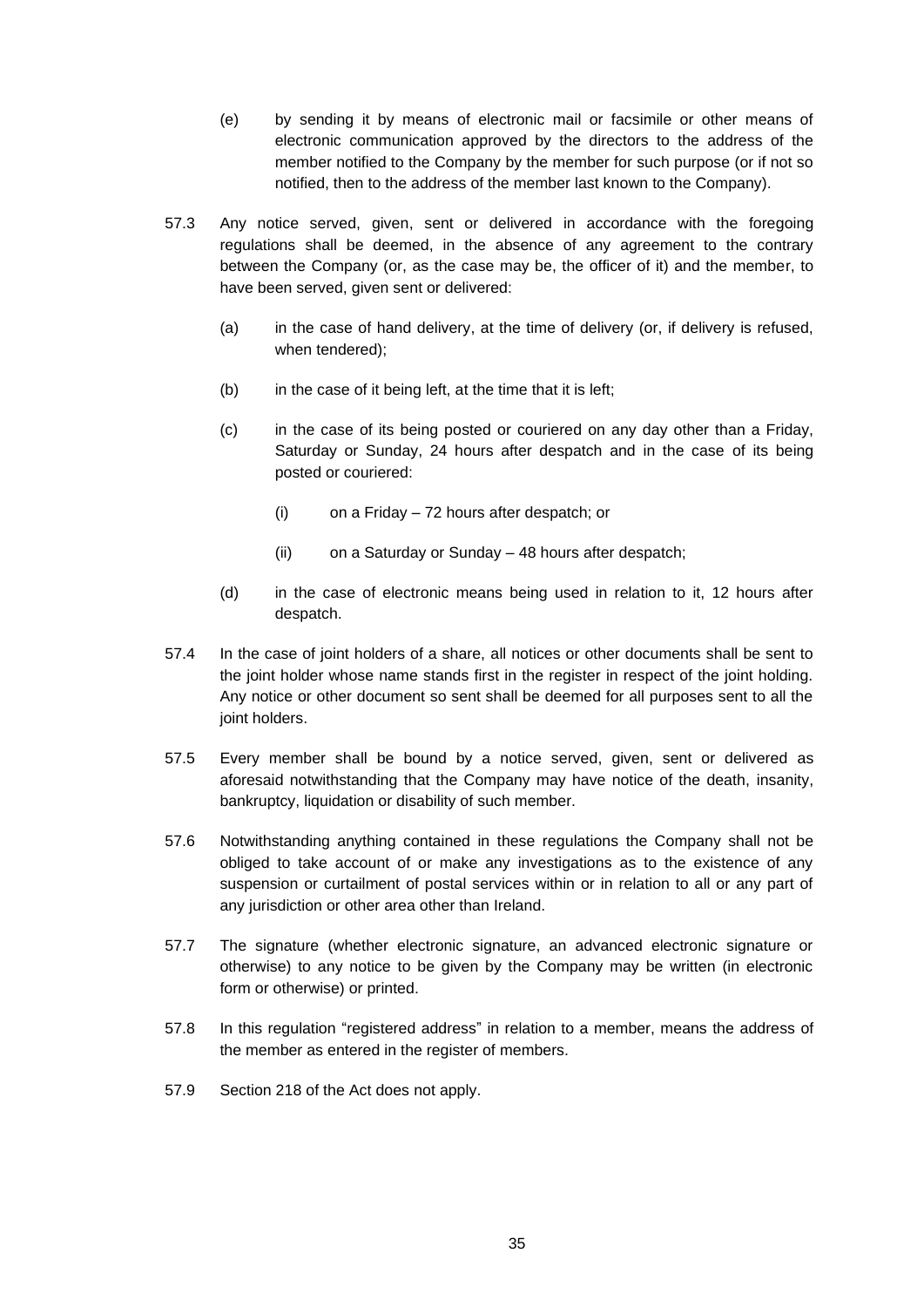(e) by sending it by means of electronic mail or facsimile or other means of electronic communication approved by the directors to the address of the member notified to the Company by the member for such purpose (or if not so notified, then to the address of the member last known to the Company).

57.3 Any notice served, given, sent or delivered in accordance with the foregoing regulations shall be deemed, in the absence of any agreement to the contrary between the Company (or, as the case may be, the officer of it) and the member, to have been served, given sent or delivered:

(a) in the case of hand delivery, at the time of delivery (or, if delivery is refused, when tendered);

(b) in the case of it being left, at the time that it is left;

(c) in the case of its being posted or couriered on any day other than a Friday, Saturday or Sunday, 24 hours after despatch and in the case of its being posted or couriered:

(i) on a Friday – 72 hours after despatch; or

(ii) on a Saturday or Sunday – 48 hours after despatch;

(d) in the case of electronic means being used in relation to it, 12 hours after despatch.

57.4 In the case of joint holders of a share, all notices or other documents shall be sent to the joint holder whose name stands first in the register in respect of the joint holding. Any notice or other document so sent shall be deemed for all purposes sent to all the joint holders.

57.5 Every member shall be bound by a notice served, given, sent or delivered as aforesaid notwithstanding that the Company may have notice of the death, insanity, bankruptcy, liquidation or disability of such member.

57.6 Notwithstanding anything contained in these regulations the Company shall not be obliged to take account of or make any investigations as to the existence of any suspension or curtailment of postal services within or in relation to all or any part of any jurisdiction or other area other than Ireland.

57.7 The signature (whether electronic signature, an advanced electronic signature or otherwise) to any notice to be given by the Company may be written (in electronic form or otherwise) or printed.

57.8 In this regulation "registered address" in relation to a member, means the address of the member as entered in the register of members.

57.9 Section 218 of the Act does not apply.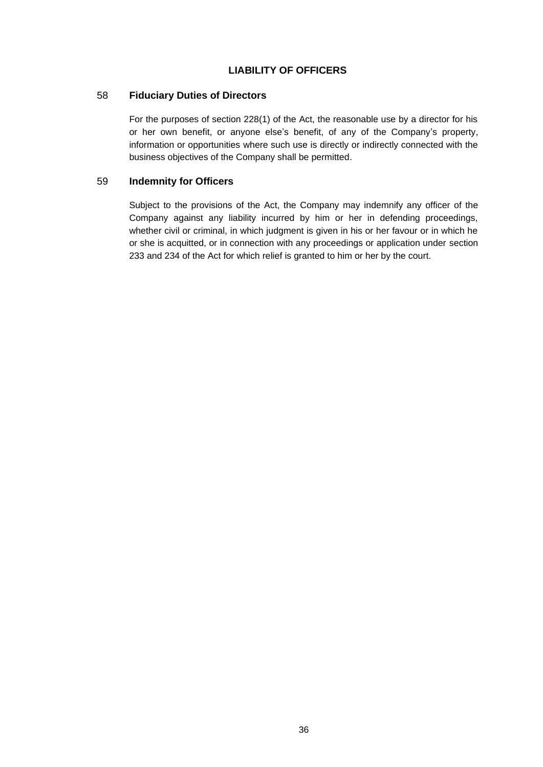## LIABILITY OF OFFICERS

### 58 Fiduciary Duties of Directors

For the purposes of section 228(1) of the Act, the reasonable use by a director for his or her own benefit, or anyone else's benefit, of any of the Company's property, information or opportunities where such use is directly or indirectly connected with the business objectives of the Company shall be permitted.

### 59 Indemnity for Officers

Subject to the provisions of the Act, the Company may indemnify any officer of the Company against any liability incurred by him or her in defending proceedings, whether civil or criminal, in which judgment is given in his or her favour or in which he or she is acquitted, or in connection with any proceedings or application under section 233 and 234 of the Act for which relief is granted to him or her by the court.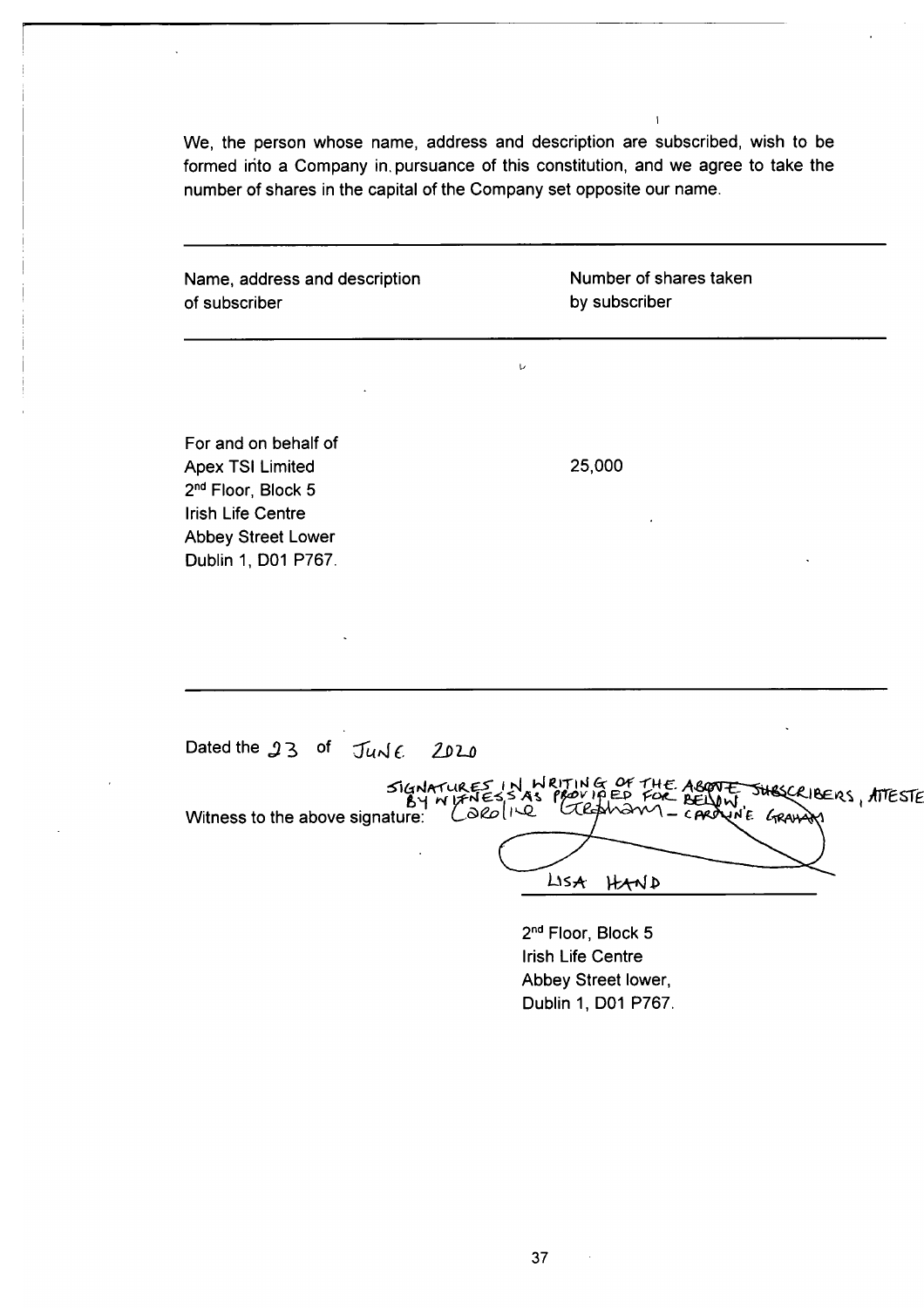We, the person whose name, address and description are subscribed, wish to be formed into a Company in pursuance of this constitution, and we agree to take the number of shares in the capital of the Company set opposite our name.

| Name, address and description of subscriber | Number of shares taken by subscriber |
|---|---|
| For and on behalf of<br>Apex TSI Limited<br>2nd Floor, Block 5<br>Irish Life Centre<br>Abbey Street Lower<br>Dublin 1, D01 P767. | 25,000 |

Dated the 23 of JUNE 2020

SIGNATURES IN WRITING OF THE ABOVE SUBSCRIBERS, ATTESTED BY WITNESS AS PROVIDED FOR BELOW,

Witness to the above signature: Caroline Graham – CAROLINE GRAHAM

LISA HAND

2nd Floor, Block 5
Irish Life Centre
Abbey Street lower,
Dublin 1, D01 P767.